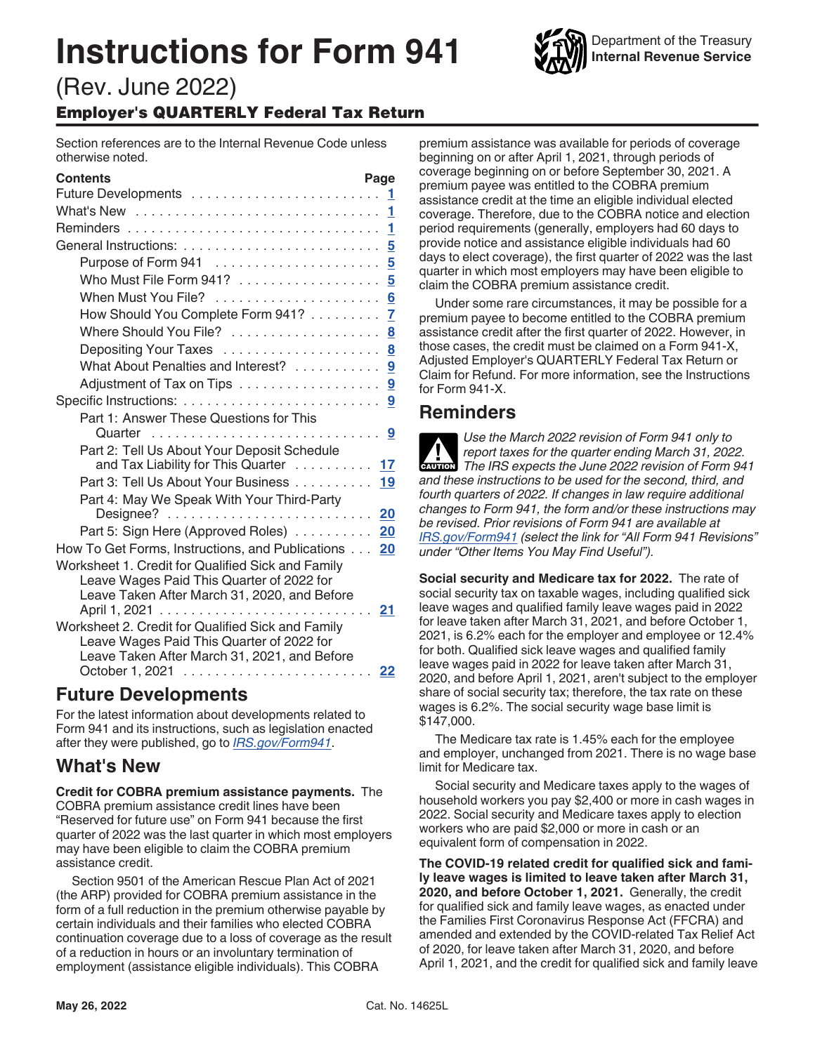# Instructions for Form 941

(Rev. June 2022)

**Employer's QUARTERLY Federal Tax Return**

Department of the Treasury
**Internal Revenue Service**

Section references are to the Internal Revenue Code unless otherwise noted.

| Contents | Page |
|---|---|
| Future Developments | 1 |
| What's New | 1 |
| Reminders | 1 |
| General Instructions: | 5 |
| Purpose of Form 941 | 5 |
| Who Must File Form 941? | 5 |
| When Must You File? | 6 |
| How Should You Complete Form 941? | 7 |
| Where Should You File? | 8 |
| Depositing Your Taxes | 8 |
| What About Penalties and Interest? | 9 |
| Adjustment of Tax on Tips | 9 |
| Specific Instructions: | 9 |
| Part 1: Answer These Questions for This Quarter | 9 |
| Part 2: Tell Us About Your Deposit Schedule and Tax Liability for This Quarter | 17 |
| Part 3: Tell Us About Your Business | 19 |
| Part 4: May We Speak With Your Third-Party Designee? | 20 |
| Part 5: Sign Here (Approved Roles) | 20 |
| How To Get Forms, Instructions, and Publications | 20 |
| Worksheet 1. Credit for Qualified Sick and Family Leave Wages Paid This Quarter of 2022 for Leave Taken After March 31, 2020, and Before April 1, 2021 | 21 |
| Worksheet 2. Credit for Qualified Sick and Family Leave Wages Paid This Quarter of 2022 for Leave Taken After March 31, 2021, and Before October 1, 2021 | 22 |

## Future Developments

For the latest information about developments related to Form 941 and its instructions, such as legislation enacted after they were published, go to *IRS.gov/Form941*.

## What's New

**Credit for COBRA premium assistance payments.** The COBRA premium assistance credit lines have been "Reserved for future use" on Form 941 because the first quarter of 2022 was the last quarter in which most employers may have been eligible to claim the COBRA premium assistance credit.

Section 9501 of the American Rescue Plan Act of 2021 (the ARP) provided for COBRA premium assistance in the form of a full reduction in the premium otherwise payable by certain individuals and their families who elected COBRA continuation coverage due to a loss of coverage as the result of a reduction in hours or an involuntary termination of employment (assistance eligible individuals). This COBRA premium assistance was available for periods of coverage beginning on or after April 1, 2021, through periods of coverage beginning on or before September 30, 2021. A premium payee was entitled to the COBRA premium assistance credit at the time an eligible individual elected coverage. Therefore, due to the COBRA notice and election period requirements (generally, employers had 60 days to provide notice and assistance eligible individuals had 60 days to elect coverage), the first quarter of 2022 was the last quarter in which most employers may have been eligible to claim the COBRA premium assistance credit.

Under some rare circumstances, it may be possible for a premium payee to become entitled to the COBRA premium assistance credit after the first quarter of 2022. However, in those cases, the credit must be claimed on a Form 941-X, Adjusted Employer's QUARTERLY Federal Tax Return or Claim for Refund. For more information, see the Instructions for Form 941-X.

## Reminders

CAUTION: *Use the March 2022 revision of Form 941 only to report taxes for the quarter ending March 31, 2022. The IRS expects the June 2022 revision of Form 941 and these instructions to be used for the second, third, and fourth quarters of 2022. If changes in law require additional changes to Form 941, the form and/or these instructions may be revised. Prior revisions of Form 941 are available at IRS.gov/Form941 (select the link for "All Form 941 Revisions" under "Other Items You May Find Useful").*

**Social security and Medicare tax for 2022.** The rate of social security tax on taxable wages, including qualified sick leave wages and qualified family leave wages paid in 2022 for leave taken after March 31, 2021, and before October 1, 2021, is 6.2% each for the employer and employee or 12.4% for both. Qualified sick leave wages and qualified family leave wages paid in 2022 for leave taken after March 31, 2020, and before April 1, 2021, aren't subject to the employer share of social security tax; therefore, the tax rate on these wages is 6.2%. The social security wage base limit is $147,000.

The Medicare tax rate is 1.45% each for the employee and employer, unchanged from 2021. There is no wage base limit for Medicare tax.

Social security and Medicare taxes apply to the wages of household workers you pay $2,400 or more in cash wages in 2022. Social security and Medicare taxes apply to election workers who are paid $2,000 or more in cash or an equivalent form of compensation in 2022.

**The COVID-19 related credit for qualified sick and family leave wages is limited to leave taken after March 31, 2020, and before October 1, 2021.** Generally, the credit for qualified sick and family leave wages, as enacted under the Families First Coronavirus Response Act (FFCRA) and amended and extended by the COVID-related Tax Relief Act of 2020, for leave taken after March 31, 2020, and before April 1, 2021, and the credit for qualified sick and family leave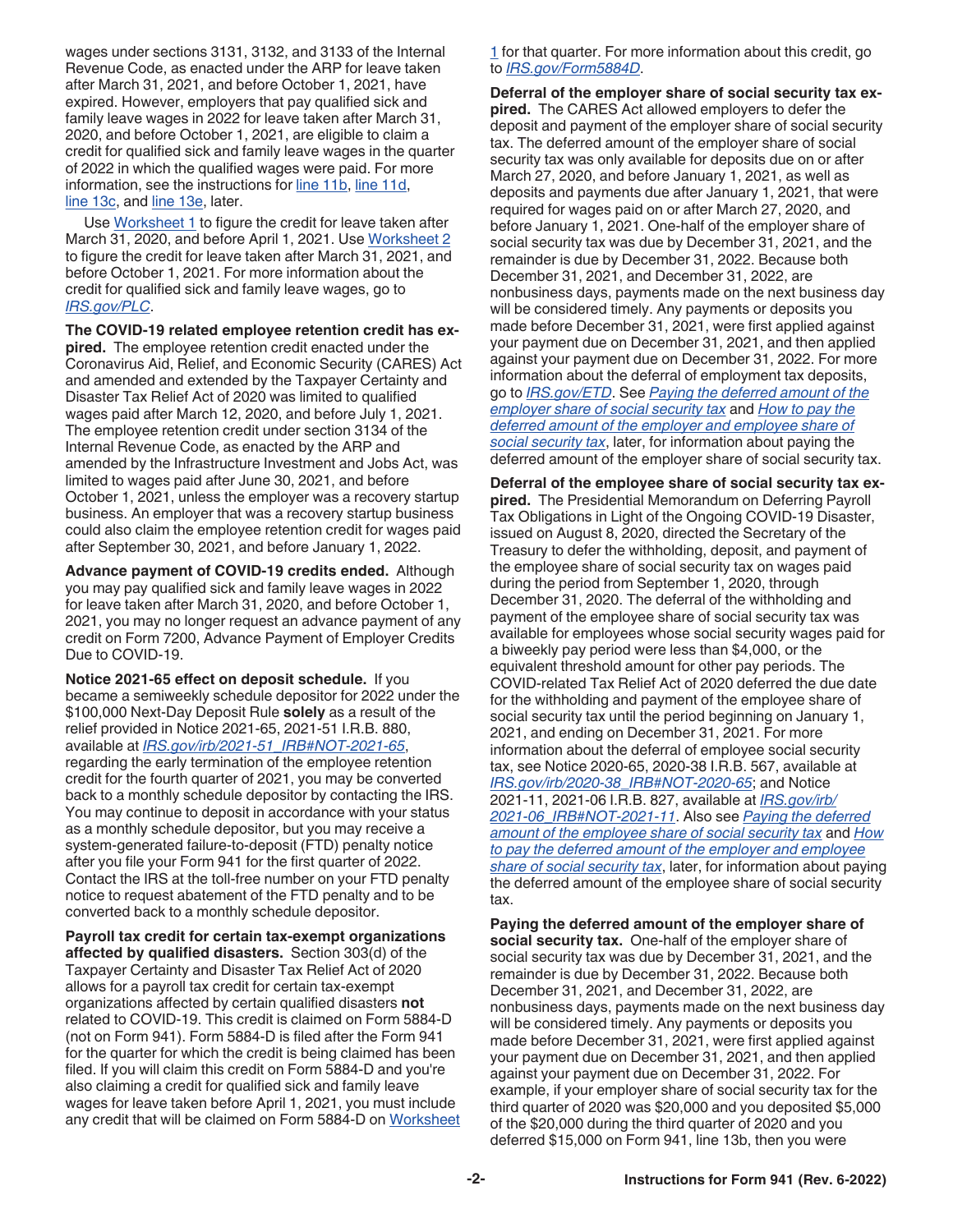wages under sections 3131, 3132, and 3133 of the Internal Revenue Code, as enacted under the ARP for leave taken after March 31, 2021, and before October 1, 2021, have expired. However, employers that pay qualified sick and family leave wages in 2022 for leave taken after March 31, 2020, and before October 1, 2021, are eligible to claim a credit for qualified sick and family leave wages in the quarter of 2022 in which the qualified wages were paid. For more information, see the instructions for line 11b, line 11d, line 13c, and line 13e, later.

Use Worksheet 1 to figure the credit for leave taken after March 31, 2020, and before April 1, 2021. Use Worksheet 2 to figure the credit for leave taken after March 31, 2021, and before October 1, 2021. For more information about the credit for qualified sick and family leave wages, go to *IRS.gov/PLC*.

**The COVID-19 related employee retention credit has expired.** The employee retention credit enacted under the Coronavirus Aid, Relief, and Economic Security (CARES) Act and amended and extended by the Taxpayer Certainty and Disaster Tax Relief Act of 2020 was limited to qualified wages paid after March 12, 2020, and before July 1, 2021. The employee retention credit under section 3134 of the Internal Revenue Code, as enacted by the ARP and amended by the Infrastructure Investment and Jobs Act, was limited to wages paid after June 30, 2021, and before October 1, 2021, unless the employer was a recovery startup business. An employer that was a recovery startup business could also claim the employee retention credit for wages paid after September 30, 2021, and before January 1, 2022.

**Advance payment of COVID-19 credits ended.** Although you may pay qualified sick and family leave wages in 2022 for leave taken after March 31, 2020, and before October 1, 2021, you may no longer request an advance payment of any credit on Form 7200, Advance Payment of Employer Credits Due to COVID-19.

**Notice 2021-65 effect on deposit schedule.** If you became a semiweekly schedule depositor for 2022 under the $100,000 Next-Day Deposit Rule **solely** as a result of the relief provided in Notice 2021-65, 2021-51 I.R.B. 880, available at *IRS.gov/irb/2021-51_IRB#NOT-2021-65*, regarding the early termination of the employee retention credit for the fourth quarter of 2021, you may be converted back to a monthly schedule depositor by contacting the IRS. You may continue to deposit in accordance with your status as a monthly schedule depositor, but you may receive a system-generated failure-to-deposit (FTD) penalty notice after you file your Form 941 for the first quarter of 2022. Contact the IRS at the toll-free number on your FTD penalty notice to request abatement of the FTD penalty and to be converted back to a monthly schedule depositor.

**Payroll tax credit for certain tax-exempt organizations affected by qualified disasters.** Section 303(d) of the Taxpayer Certainty and Disaster Tax Relief Act of 2020 allows for a payroll tax credit for certain tax-exempt organizations affected by certain qualified disasters **not** related to COVID-19. This credit is claimed on Form 5884-D (not on Form 941). Form 5884-D is filed after the Form 941 for the quarter for which the credit is being claimed has been filed. If you will claim this credit on Form 5884-D and you're also claiming a credit for qualified sick and family leave wages for leave taken before April 1, 2021, you must include any credit that will be claimed on Form 5884-D on Worksheet 1 for that quarter. For more information about this credit, go to *IRS.gov/Form5884D*.

**Deferral of the employer share of social security tax expired.** The CARES Act allowed employers to defer the deposit and payment of the employer share of social security tax. The deferred amount of the employer share of social security tax was only available for deposits due on or after March 27, 2020, and before January 1, 2021, as well as deposits and payments due after January 1, 2021, that were required for wages paid on or after March 27, 2020, and before January 1, 2021. One-half of the employer share of social security tax was due by December 31, 2021, and the remainder is due by December 31, 2022. Because both December 31, 2021, and December 31, 2022, are nonbusiness days, payments made on the next business day will be considered timely. Any payments or deposits you made before December 31, 2021, were first applied against your payment due on December 31, 2021, and then applied against your payment due on December 31, 2022. For more information about the deferral of employment tax deposits, go to *IRS.gov/ETD*. See *Paying the deferred amount of the employer share of social security tax* and *How to pay the deferred amount of the employer and employee share of social security tax*, later, for information about paying the deferred amount of the employer share of social security tax.

**Deferral of the employee share of social security tax expired.** The Presidential Memorandum on Deferring Payroll Tax Obligations in Light of the Ongoing COVID-19 Disaster, issued on August 8, 2020, directed the Secretary of the Treasury to defer the withholding, deposit, and payment of the employee share of social security tax on wages paid during the period from September 1, 2020, through December 31, 2020. The deferral of the withholding and payment of the employee share of social security tax was available for employees whose social security wages paid for a biweekly pay period were less than $4,000, or the equivalent threshold amount for other pay periods. The COVID-related Tax Relief Act of 2020 deferred the due date for the withholding and payment of the employee share of social security tax until the period beginning on January 1, 2021, and ending on December 31, 2021. For more information about the deferral of employee social security tax, see Notice 2020-65, 2020-38 I.R.B. 567, available at *IRS.gov/irb/2020-38_IRB#NOT-2020-65*; and Notice 2021-11, 2021-06 I.R.B. 827, available at *IRS.gov/irb/2021-06_IRB#NOT-2021-11*. Also see *Paying the deferred amount of the employee share of social security tax* and *How to pay the deferred amount of the employer and employee share of social security tax*, later, for information about paying the deferred amount of the employee share of social security tax.

**Paying the deferred amount of the employer share of social security tax.** One-half of the employer share of social security tax was due by December 31, 2021, and the remainder is due by December 31, 2022. Because both December 31, 2021, and December 31, 2022, are nonbusiness days, payments made on the next business day will be considered timely. Any payments or deposits you made before December 31, 2021, were first applied against your payment due on December 31, 2021, and then applied against your payment due on December 31, 2022. For example, if your employer share of social security tax for the third quarter of 2020 was $20,000 and you deposited $5,000 of the $20,000 during the third quarter of 2020 and you deferred $15,000 on Form 941, line 13b, then you were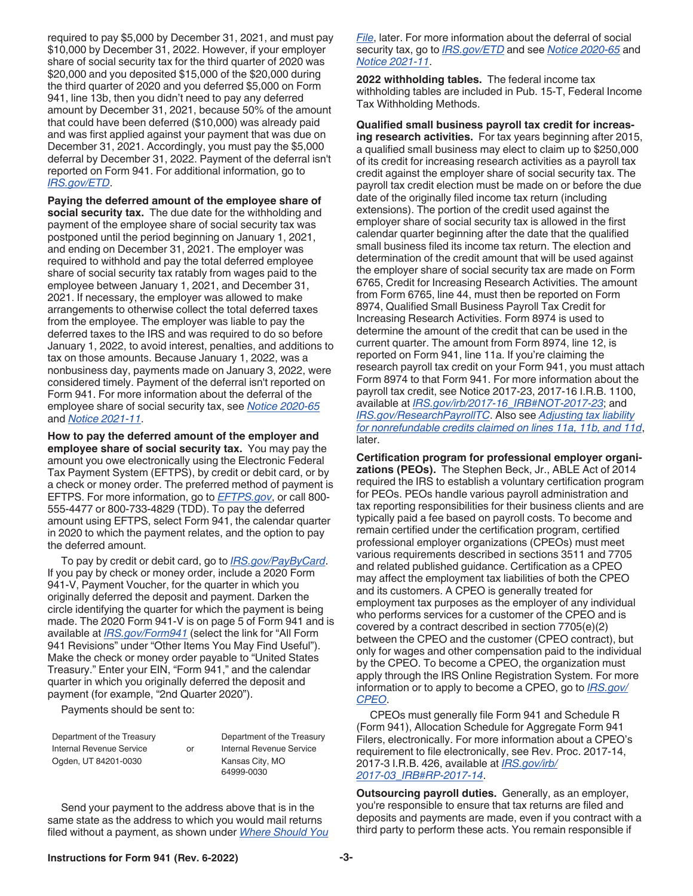required to pay $5,000 by December 31, 2021, and must pay $10,000 by December 31, 2022. However, if your employer share of social security tax for the third quarter of 2020 was $20,000 and you deposited $15,000 of the $20,000 during the third quarter of 2020 and you deferred $5,000 on Form 941, line 13b, then you didn't need to pay any deferred amount by December 31, 2021, because 50% of the amount that could have been deferred ($10,000) was already paid and was first applied against your payment that was due on December 31, 2021. Accordingly, you must pay the $5,000 deferral by December 31, 2022. Payment of the deferral isn't reported on Form 941. For additional information, go to *IRS.gov/ETD*.

**Paying the deferred amount of the employee share of social security tax.** The due date for the withholding and payment of the employee share of social security tax was postponed until the period beginning on January 1, 2021, and ending on December 31, 2021. The employer was required to withhold and pay the total deferred employee share of social security tax ratably from wages paid to the employee between January 1, 2021, and December 31, 2021. If necessary, the employer was allowed to make arrangements to otherwise collect the total deferred taxes from the employee. The employer was liable to pay the deferred taxes to the IRS and was required to do so before January 1, 2022, to avoid interest, penalties, and additions to tax on those amounts. Because January 1, 2022, was a nonbusiness day, payments made on January 3, 2022, were considered timely. Payment of the deferral isn't reported on Form 941. For more information about the deferral of the employee share of social security tax, see *Notice 2020-65* and *Notice 2021-11*.

**How to pay the deferred amount of the employer and employee share of social security tax.** You may pay the amount you owe electronically using the Electronic Federal Tax Payment System (EFTPS), by credit or debit card, or by a check or money order. The preferred method of payment is EFTPS. For more information, go to *EFTPS.gov*, or call 800-555-4477 or 800-733-4829 (TDD). To pay the deferred amount using EFTPS, select Form 941, the calendar quarter in 2020 to which the payment relates, and the option to pay the deferred amount.

To pay by credit or debit card, go to *IRS.gov/PayByCard*. If you pay by check or money order, include a 2020 Form 941-V, Payment Voucher, for the quarter in which you originally deferred the deposit and payment. Darken the circle identifying the quarter for which the payment is being made. The 2020 Form 941-V is on page 5 of Form 941 and is available at *IRS.gov/Form941* (select the link for "All Form 941 Revisions" under "Other Items You May Find Useful"). Make the check or money order payable to "United States Treasury." Enter your EIN, "Form 941," and the calendar quarter in which you originally deferred the deposit and payment (for example, "2nd Quarter 2020").

Payments should be sent to:

| | | |
|---|---|---|
| Department of the Treasury<br>Internal Revenue Service<br>Ogden, UT 84201-0030 | or | Department of the Treasury<br>Internal Revenue Service<br>Kansas City, MO<br>64999-0030 |

Send your payment to the address above that is in the same state as the address to which you would mail returns filed without a payment, as shown under *Where Should You File*, later. For more information about the deferral of social security tax, go to *IRS.gov/ETD* and see *Notice 2020-65* and *Notice 2021-11*.

**2022 withholding tables.** The federal income tax withholding tables are included in Pub. 15-T, Federal Income Tax Withholding Methods.

**Qualified small business payroll tax credit for increasing research activities.** For tax years beginning after 2015, a qualified small business may elect to claim up to $250,000 of its credit for increasing research activities as a payroll tax credit against the employer share of social security tax. The payroll tax credit election must be made on or before the due date of the originally filed income tax return (including extensions). The portion of the credit used against the employer share of social security tax is allowed in the first calendar quarter beginning after the date that the qualified small business filed its income tax return. The election and determination of the credit amount that will be used against the employer share of social security tax are made on Form 6765, Credit for Increasing Research Activities. The amount from Form 6765, line 44, must then be reported on Form 8974, Qualified Small Business Payroll Tax Credit for Increasing Research Activities. Form 8974 is used to determine the amount of the credit that can be used in the current quarter. The amount from Form 8974, line 12, is reported on Form 941, line 11a. If you're claiming the research payroll tax credit on your Form 941, you must attach Form 8974 to that Form 941. For more information about the payroll tax credit, see Notice 2017-23, 2017-16 I.R.B. 1100, available at *IRS.gov/irb/2017-16_IRB#NOT-2017-23*; and *IRS.gov/ResearchPayrollTC*. Also see *Adjusting tax liability for nonrefundable credits claimed on lines 11a, 11b, and 11d*, later.

**Certification program for professional employer organizations (PEOs).** The Stephen Beck, Jr., ABLE Act of 2014 required the IRS to establish a voluntary certification program for PEOs. PEOs handle various payroll administration and tax reporting responsibilities for their business clients and are typically paid a fee based on payroll costs. To become and remain certified under the certification program, certified professional employer organizations (CPEOs) must meet various requirements described in sections 3511 and 7705 and related published guidance. Certification as a CPEO may affect the employment tax liabilities of both the CPEO and its customers. A CPEO is generally treated for employment tax purposes as the employer of any individual who performs services for a customer of the CPEO and is covered by a contract described in section 7705(e)(2) between the CPEO and the customer (CPEO contract), but only for wages and other compensation paid to the individual by the CPEO. To become a CPEO, the organization must apply through the IRS Online Registration System. For more information or to apply to become a CPEO, go to *IRS.gov/CPEO*.

CPEOs must generally file Form 941 and Schedule R (Form 941), Allocation Schedule for Aggregate Form 941 Filers, electronically. For more information about a CPEO's requirement to file electronically, see Rev. Proc. 2017-14, 2017-3 I.R.B. 426, available at *IRS.gov/irb/2017-03_IRB#RP-2017-14*.

**Outsourcing payroll duties.** Generally, as an employer, you're responsible to ensure that tax returns are filed and deposits and payments are made, even if you contract with a third party to perform these acts. You remain responsible if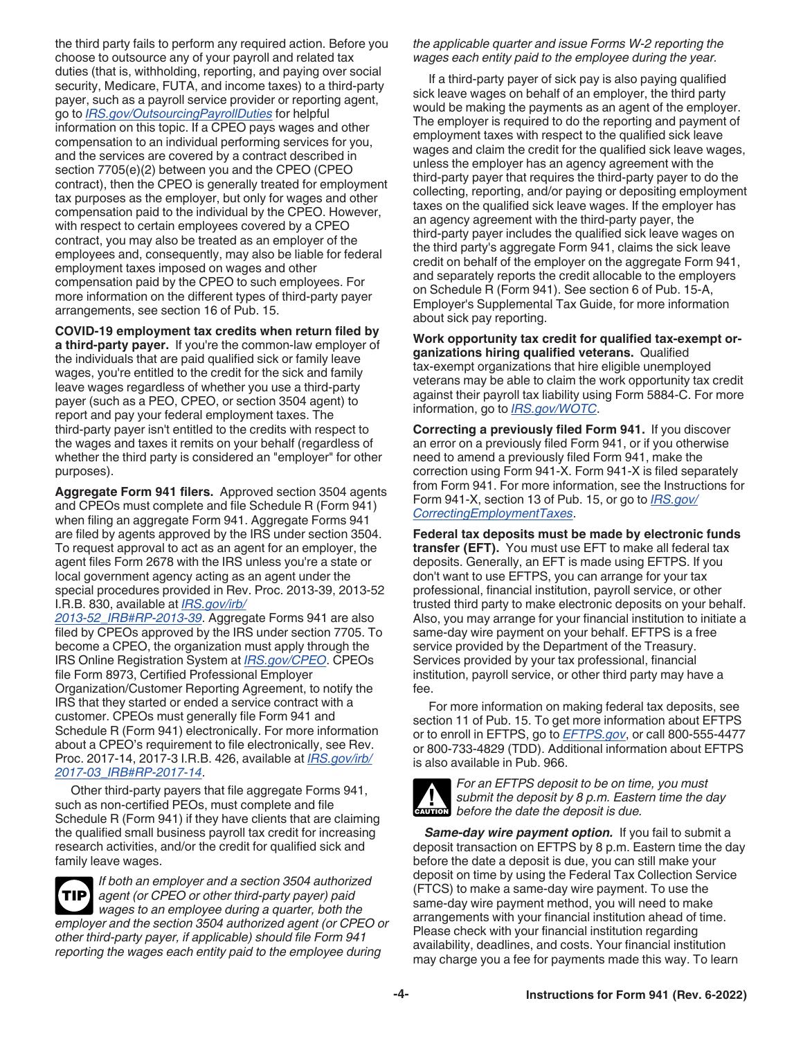the third party fails to perform any required action. Before you choose to outsource any of your payroll and related tax duties (that is, withholding, reporting, and paying over social security, Medicare, FUTA, and income taxes) to a third-party payer, such as a payroll service provider or reporting agent, go to IRS.gov/OutsourcingPayrollDuties for helpful information on this topic. If a CPEO pays wages and other compensation to an individual performing services for you, and the services are covered by a contract described in section 7705(e)(2) between you and the CPEO (CPEO contract), then the CPEO is generally treated for employment tax purposes as the employer, but only for wages and other compensation paid to the individual by the CPEO. However, with respect to certain employees covered by a CPEO contract, you may also be treated as an employer of the employees and, consequently, may also be liable for federal employment taxes imposed on wages and other compensation paid by the CPEO to such employees. For more information on the different types of third-party payer arrangements, see section 16 of Pub. 15.

**COVID-19 employment tax credits when return filed by a third-party payer.** If you're the common-law employer of the individuals that are paid qualified sick or family leave wages, you're entitled to the credit for the sick and family leave wages regardless of whether you use a third-party payer (such as a PEO, CPEO, or section 3504 agent) to report and pay your federal employment taxes. The third-party payer isn't entitled to the credits with respect to the wages and taxes it remits on your behalf (regardless of whether the third party is considered an "employer" for other purposes).

**Aggregate Form 941 filers.** Approved section 3504 agents and CPEOs must complete and file Schedule R (Form 941) when filing an aggregate Form 941. Aggregate Forms 941 are filed by agents approved by the IRS under section 3504. To request approval to act as an agent for an employer, the agent files Form 2678 with the IRS unless you're a state or local government agency acting as an agent under the special procedures provided in Rev. Proc. 2013-39, 2013-52 I.R.B. 830, available at IRS.gov/irb/2013-52_IRB#RP-2013-39. Aggregate Forms 941 are also filed by CPEOs approved by the IRS under section 7705. To become a CPEO, the organization must apply through the IRS Online Registration System at IRS.gov/CPEO. CPEOs file Form 8973, Certified Professional Employer Organization/Customer Reporting Agreement, to notify the IRS that they started or ended a service contract with a customer. CPEOs must generally file Form 941 and Schedule R (Form 941) electronically. For more information about a CPEO's requirement to file electronically, see Rev. Proc. 2017-14, 2017-3 I.R.B. 426, available at IRS.gov/irb/2017-03_IRB#RP-2017-14.

Other third-party payers that file aggregate Forms 941, such as non-certified PEOs, must complete and file Schedule R (Form 941) if they have clients that are claiming the qualified small business payroll tax credit for increasing research activities, and/or the credit for qualified sick and family leave wages.

**TIP** *If both an employer and a section 3504 authorized agent (or CPEO or other third-party payer) paid wages to an employee during a quarter, both the employer and the section 3504 authorized agent (or CPEO or other third-party payer, if applicable) should file Form 941 reporting the wages each entity paid to the employee during the applicable quarter and issue Forms W-2 reporting the wages each entity paid to the employee during the year.*

If a third-party payer of sick pay is also paying qualified sick leave wages on behalf of an employer, the third party would be making the payments as an agent of the employer. The employer is required to do the reporting and payment of employment taxes with respect to the qualified sick leave wages and claim the credit for the qualified sick leave wages, unless the employer has an agency agreement with the third-party payer that requires the third-party payer to do the collecting, reporting, and/or paying or depositing employment taxes on the qualified sick leave wages. If the employer has an agency agreement with the third-party payer, the third-party payer includes the qualified sick leave wages on the third party's aggregate Form 941, claims the sick leave credit on behalf of the employer on the aggregate Form 941, and separately reports the credit allocable to the employers on Schedule R (Form 941). See section 6 of Pub. 15-A, Employer's Supplemental Tax Guide, for more information about sick pay reporting.

**Work opportunity tax credit for qualified tax-exempt organizations hiring qualified veterans.** Qualified tax-exempt organizations that hire eligible unemployed veterans may be able to claim the work opportunity tax credit against their payroll tax liability using Form 5884-C. For more information, go to IRS.gov/WOTC.

**Correcting a previously filed Form 941.** If you discover an error on a previously filed Form 941, or if you otherwise need to amend a previously filed Form 941, make the correction using Form 941-X. Form 941-X is filed separately from Form 941. For more information, see the Instructions for Form 941-X, section 13 of Pub. 15, or go to IRS.gov/CorrectingEmploymentTaxes.

**Federal tax deposits must be made by electronic funds transfer (EFT).** You must use EFT to make all federal tax deposits. Generally, an EFT is made using EFTPS. If you don't want to use EFTPS, you can arrange for your tax professional, financial institution, payroll service, or other trusted third party to make electronic deposits on your behalf. Also, you may arrange for your financial institution to initiate a same-day wire payment on your behalf. EFTPS is a free service provided by the Department of the Treasury. Services provided by your tax professional, financial institution, payroll service, or other third party may have a fee.

For more information on making federal tax deposits, see section 11 of Pub. 15. To get more information about EFTPS or to enroll in EFTPS, go to EFTPS.gov, or call 800-555-4477 or 800-733-4829 (TDD). Additional information about EFTPS is also available in Pub. 966.

**CAUTION** *For an EFTPS deposit to be on time, you must submit the deposit by 8 p.m. Eastern time the day before the date the deposit is due.*

***Same-day wire payment option.*** If you fail to submit a deposit transaction on EFTPS by 8 p.m. Eastern time the day before the date a deposit is due, you can still make your deposit on time by using the Federal Tax Collection Service (FTCS) to make a same-day wire payment. To use the same-day wire payment method, you will need to make arrangements with your financial institution ahead of time. Please check with your financial institution regarding availability, deadlines, and costs. Your financial institution may charge you a fee for payments made this way. To learn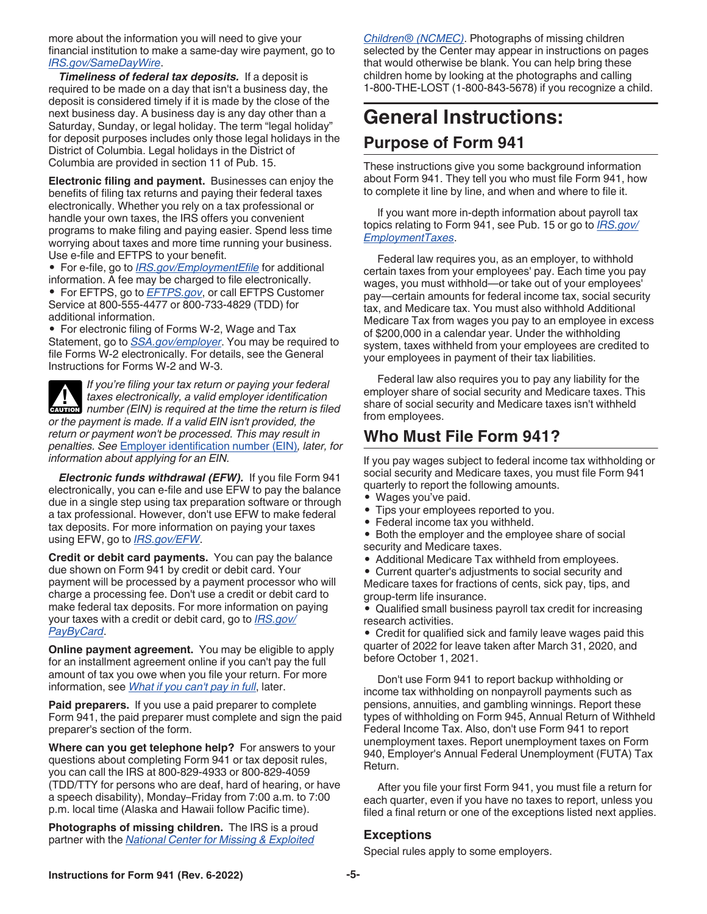more about the information you will need to give your financial institution to make a same-day wire payment, go to *IRS.gov/SameDayWire*.

***Timeliness of federal tax deposits.*** If a deposit is required to be made on a day that isn't a business day, the deposit is considered timely if it is made by the close of the next business day. A business day is any day other than a Saturday, Sunday, or legal holiday. The term "legal holiday" for deposit purposes includes only those legal holidays in the District of Columbia. Legal holidays in the District of Columbia are provided in section 11 of Pub. 15.

**Electronic filing and payment.** Businesses can enjoy the benefits of filing tax returns and paying their federal taxes electronically. Whether you rely on a tax professional or handle your own taxes, the IRS offers you convenient programs to make filing and paying easier. Spend less time worrying about taxes and more time running your business. Use e-file and EFTPS to your benefit.

- For e-file, go to *IRS.gov/EmploymentEfile* for additional information. A fee may be charged to file electronically.
- For EFTPS, go to *EFTPS.gov*, or call EFTPS Customer Service at 800-555-4477 or 800-733-4829 (TDD) for additional information.
- For electronic filing of Forms W-2, Wage and Tax Statement, go to *SSA.gov/employer*. You may be required to file Forms W-2 electronically. For details, see the General Instructions for Forms W-2 and W-3.

CAUTION: *If you're filing your tax return or paying your federal taxes electronically, a valid employer identification number (EIN) is required at the time the return is filed or the payment is made. If a valid EIN isn't provided, the return or payment won't be processed. This may result in penalties. See* Employer identification number (EIN)*, later, for information about applying for an EIN.*

***Electronic funds withdrawal (EFW).*** If you file Form 941 electronically, you can e-file and use EFW to pay the balance due in a single step using tax preparation software or through a tax professional. However, don't use EFW to make federal tax deposits. For more information on paying your taxes using EFW, go to *IRS.gov/EFW*.

**Credit or debit card payments.** You can pay the balance due shown on Form 941 by credit or debit card. Your payment will be processed by a payment processor who will charge a processing fee. Don't use a credit or debit card to make federal tax deposits. For more information on paying your taxes with a credit or debit card, go to *IRS.gov/PayByCard*.

**Online payment agreement.** You may be eligible to apply for an installment agreement online if you can't pay the full amount of tax you owe when you file your return. For more information, see *What if you can't pay in full*, later.

**Paid preparers.** If you use a paid preparer to complete Form 941, the paid preparer must complete and sign the paid preparer's section of the form.

**Where can you get telephone help?** For answers to your questions about completing Form 941 or tax deposit rules, you can call the IRS at 800-829-4933 or 800-829-4059 (TDD/TTY for persons who are deaf, hard of hearing, or have a speech disability), Monday–Friday from 7:00 a.m. to 7:00 p.m. local time (Alaska and Hawaii follow Pacific time).

**Photographs of missing children.** The IRS is a proud partner with the *National Center for Missing & Exploited Children® (NCMEC)*. Photographs of missing children selected by the Center may appear in instructions on pages that would otherwise be blank. You can help bring these children home by looking at the photographs and calling 1-800-THE-LOST (1-800-843-5678) if you recognize a child.

# General Instructions:

## Purpose of Form 941

These instructions give you some background information about Form 941. They tell you who must file Form 941, how to complete it line by line, and when and where to file it.

If you want more in-depth information about payroll tax topics relating to Form 941, see Pub. 15 or go to *IRS.gov/EmploymentTaxes*.

Federal law requires you, as an employer, to withhold certain taxes from your employees' pay. Each time you pay wages, you must withhold—or take out of your employees' pay—certain amounts for federal income tax, social security tax, and Medicare tax. You must also withhold Additional Medicare Tax from wages you pay to an employee in excess of $200,000 in a calendar year. Under the withholding system, taxes withheld from your employees are credited to your employees in payment of their tax liabilities.

Federal law also requires you to pay any liability for the employer share of social security and Medicare taxes. This share of social security and Medicare taxes isn't withheld from employees.

## Who Must File Form 941?

If you pay wages subject to federal income tax withholding or social security and Medicare taxes, you must file Form 941 quarterly to report the following amounts.

- Wages you've paid.
- Tips your employees reported to you.
- Federal income tax you withheld.
- Both the employer and the employee share of social security and Medicare taxes.
- Additional Medicare Tax withheld from employees.
- Current quarter's adjustments to social security and Medicare taxes for fractions of cents, sick pay, tips, and group-term life insurance.
- Qualified small business payroll tax credit for increasing research activities.
- Credit for qualified sick and family leave wages paid this quarter of 2022 for leave taken after March 31, 2020, and before October 1, 2021.

Don't use Form 941 to report backup withholding or income tax withholding on nonpayroll payments such as pensions, annuities, and gambling winnings. Report these types of withholding on Form 945, Annual Return of Withheld Federal Income Tax. Also, don't use Form 941 to report unemployment taxes. Report unemployment taxes on Form 940, Employer's Annual Federal Unemployment (FUTA) Tax Return.

After you file your first Form 941, you must file a return for each quarter, even if you have no taxes to report, unless you filed a final return or one of the exceptions listed next applies.

### Exceptions

Special rules apply to some employers.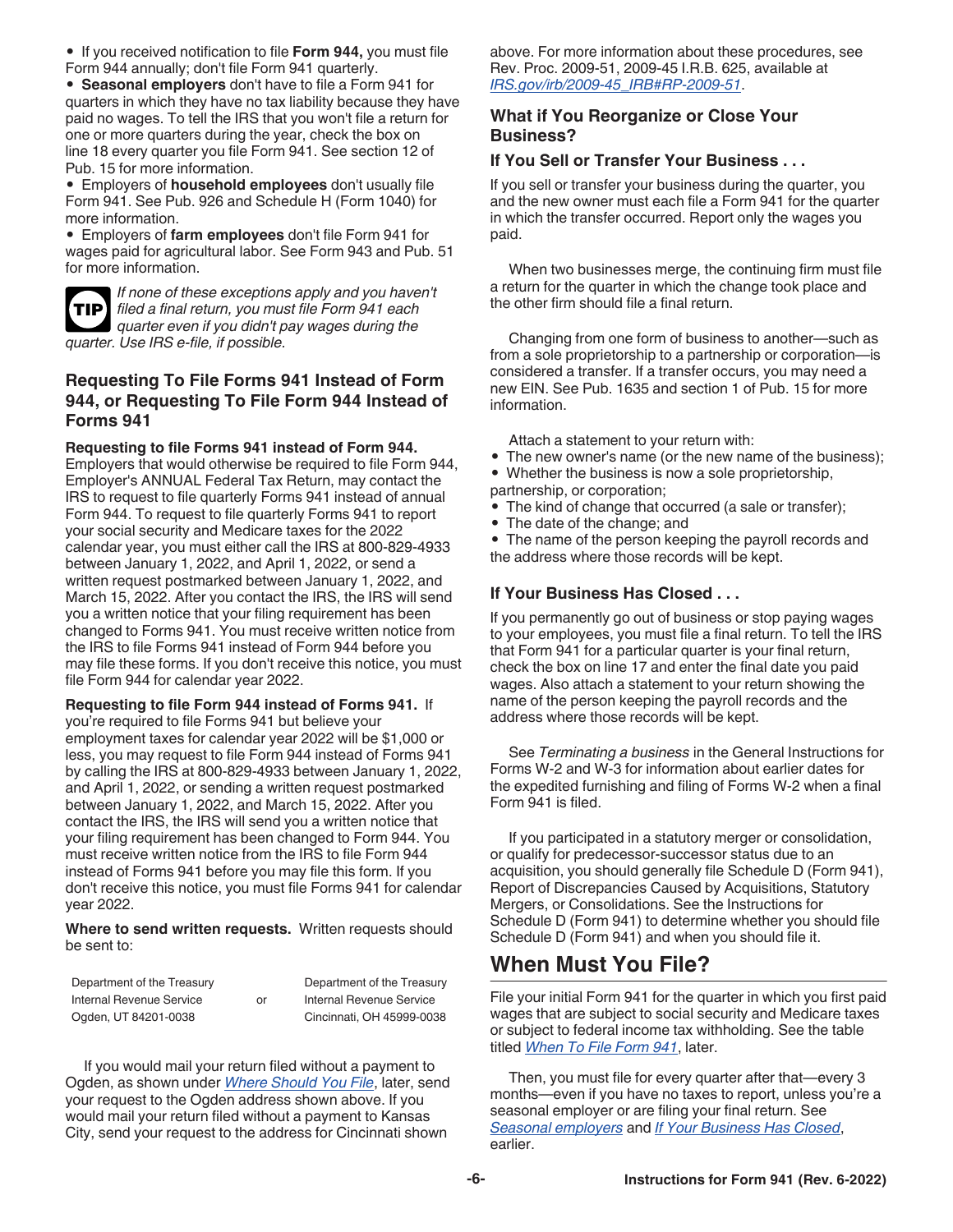- If you received notification to file **Form 944,** you must file Form 944 annually; don't file Form 941 quarterly.
- **Seasonal employers** don't have to file a Form 941 for quarters in which they have no tax liability because they have paid no wages. To tell the IRS that you won't file a return for one or more quarters during the year, check the box on line 18 every quarter you file Form 941. See section 12 of Pub. 15 for more information.
- Employers of **household employees** don't usually file Form 941. See Pub. 926 and Schedule H (Form 1040) for more information.
- Employers of **farm employees** don't file Form 941 for wages paid for agricultural labor. See Form 943 and Pub. 51 for more information.

**TIP** *If none of these exceptions apply and you haven't filed a final return, you must file Form 941 each quarter even if you didn't pay wages during the quarter. Use IRS e-file, if possible.*

### Requesting To File Forms 941 Instead of Form 944, or Requesting To File Form 944 Instead of Forms 941

**Requesting to file Forms 941 instead of Form 944.** Employers that would otherwise be required to file Form 944, Employer's ANNUAL Federal Tax Return, may contact the IRS to request to file quarterly Forms 941 instead of annual Form 944. To request to file quarterly Forms 941 to report your social security and Medicare taxes for the 2022 calendar year, you must either call the IRS at 800-829-4933 between January 1, 2022, and April 1, 2022, or send a written request postmarked between January 1, 2022, and March 15, 2022. After you contact the IRS, the IRS will send you a written notice that your filing requirement has been changed to Forms 941. You must receive written notice from the IRS to file Forms 941 instead of Form 944 before you may file these forms. If you don't receive this notice, you must file Form 944 for calendar year 2022.

**Requesting to file Form 944 instead of Forms 941.** If you're required to file Forms 941 but believe your employment taxes for calendar year 2022 will be $1,000 or less, you may request to file Form 944 instead of Forms 941 by calling the IRS at 800-829-4933 between January 1, 2022, and April 1, 2022, or sending a written request postmarked between January 1, 2022, and March 15, 2022. After you contact the IRS, the IRS will send you a written notice that your filing requirement has been changed to Form 944. You must receive written notice from the IRS to file Form 944 instead of Forms 941 before you may file this form. If you don't receive this notice, you must file Forms 941 for calendar year 2022.

**Where to send written requests.** Written requests should be sent to:

| | | |
|---|---|---|
| Department of the Treasury<br>Internal Revenue Service<br>Ogden, UT 84201-0038 | or | Department of the Treasury<br>Internal Revenue Service<br>Cincinnati, OH 45999-0038 |

If you would mail your return filed without a payment to Ogden, as shown under *Where Should You File*, later, send your request to the Ogden address shown above. If you would mail your return filed without a payment to Kansas City, send your request to the address for Cincinnati shown above. For more information about these procedures, see Rev. Proc. 2009-51, 2009-45 I.R.B. 625, available at *IRS.gov/irb/2009-45_IRB#RP-2009-51*.

### What if You Reorganize or Close Your Business?

#### If You Sell or Transfer Your Business . . .

If you sell or transfer your business during the quarter, you and the new owner must each file a Form 941 for the quarter in which the transfer occurred. Report only the wages you paid.

When two businesses merge, the continuing firm must file a return for the quarter in which the change took place and the other firm should file a final return.

Changing from one form of business to another—such as from a sole proprietorship to a partnership or corporation—is considered a transfer. If a transfer occurs, you may need a new EIN. See Pub. 1635 and section 1 of Pub. 15 for more information.

Attach a statement to your return with:

- The new owner's name (or the new name of the business);
- Whether the business is now a sole proprietorship, partnership, or corporation;
- The kind of change that occurred (a sale or transfer);
- The date of the change; and
- The name of the person keeping the payroll records and the address where those records will be kept.

#### If Your Business Has Closed . . .

If you permanently go out of business or stop paying wages to your employees, you must file a final return. To tell the IRS that Form 941 for a particular quarter is your final return, check the box on line 17 and enter the final date you paid wages. Also attach a statement to your return showing the name of the person keeping the payroll records and the address where those records will be kept.

See *Terminating a business* in the General Instructions for Forms W-2 and W-3 for information about earlier dates for the expedited furnishing and filing of Forms W-2 when a final Form 941 is filed.

If you participated in a statutory merger or consolidation, or qualify for predecessor-successor status due to an acquisition, you should generally file Schedule D (Form 941), Report of Discrepancies Caused by Acquisitions, Statutory Mergers, or Consolidations. See the Instructions for Schedule D (Form 941) to determine whether you should file Schedule D (Form 941) and when you should file it.

## When Must You File?

File your initial Form 941 for the quarter in which you first paid wages that are subject to social security and Medicare taxes or subject to federal income tax withholding. See the table titled *When To File Form 941*, later.

Then, you must file for every quarter after that—every 3 months—even if you have no taxes to report, unless you're a seasonal employer or are filing your final return. See *Seasonal employers* and *If Your Business Has Closed*, earlier.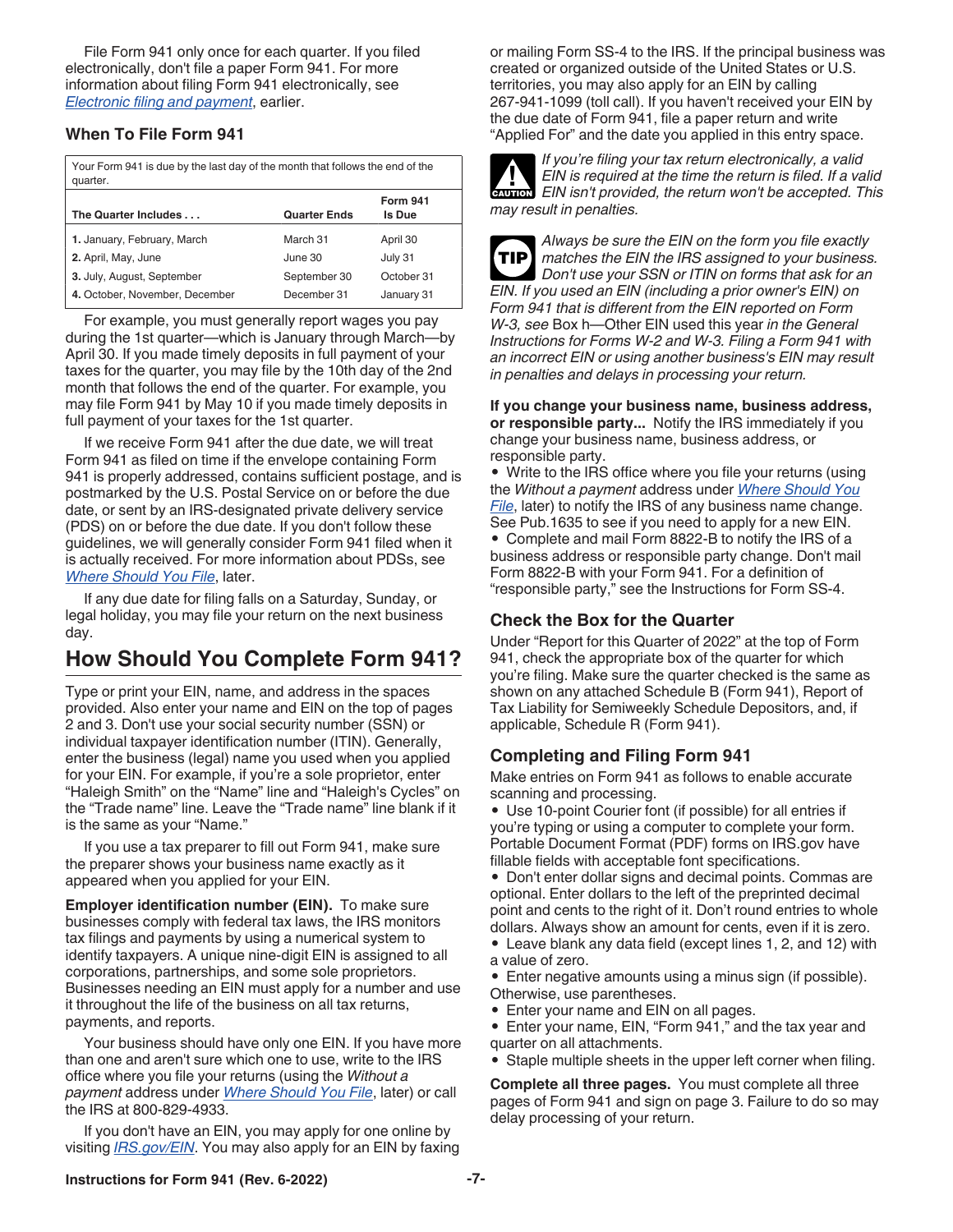File Form 941 only once for each quarter. If you filed electronically, don't file a paper Form 941. For more information about filing Form 941 electronically, see *Electronic filing and payment*, earlier.

### When To File Form 941

Your Form 941 is due by the last day of the month that follows the end of the quarter.

| The Quarter Includes . . . | Quarter Ends | Form 941 Is Due |
|---|---|---|
| **1.** January, February, March | March 31 | April 30 |
| **2.** April, May, June | June 30 | July 31 |
| **3.** July, August, September | September 30 | October 31 |
| **4.** October, November, December | December 31 | January 31 |

For example, you must generally report wages you pay during the 1st quarter—which is January through March—by April 30. If you made timely deposits in full payment of your taxes for the quarter, you may file by the 10th day of the 2nd month that follows the end of the quarter. For example, you may file Form 941 by May 10 if you made timely deposits in full payment of your taxes for the 1st quarter.

If we receive Form 941 after the due date, we will treat Form 941 as filed on time if the envelope containing Form 941 is properly addressed, contains sufficient postage, and is postmarked by the U.S. Postal Service on or before the due date, or sent by an IRS-designated private delivery service (PDS) on or before the due date. If you don't follow these guidelines, we will generally consider Form 941 filed when it is actually received. For more information about PDSs, see *Where Should You File*, later.

If any due date for filing falls on a Saturday, Sunday, or legal holiday, you may file your return on the next business day.

## How Should You Complete Form 941?

Type or print your EIN, name, and address in the spaces provided. Also enter your name and EIN on the top of pages 2 and 3. Don't use your social security number (SSN) or individual taxpayer identification number (ITIN). Generally, enter the business (legal) name you used when you applied for your EIN. For example, if you're a sole proprietor, enter "Haleigh Smith" on the "Name" line and "Haleigh's Cycles" on the "Trade name" line. Leave the "Trade name" line blank if it is the same as your "Name."

If you use a tax preparer to fill out Form 941, make sure the preparer shows your business name exactly as it appeared when you applied for your EIN.

**Employer identification number (EIN).** To make sure businesses comply with federal tax laws, the IRS monitors tax filings and payments by using a numerical system to identify taxpayers. A unique nine-digit EIN is assigned to all corporations, partnerships, and some sole proprietors. Businesses needing an EIN must apply for a number and use it throughout the life of the business on all tax returns, payments, and reports.

Your business should have only one EIN. If you have more than one and aren't sure which one to use, write to the IRS office where you file your returns (using the *Without a payment* address under *Where Should You File*, later) or call the IRS at 800-829-4933.

If you don't have an EIN, you may apply for one online by visiting *IRS.gov/EIN*. You may also apply for an EIN by faxing or mailing Form SS-4 to the IRS. If the principal business was created or organized outside of the United States or U.S. territories, you may also apply for an EIN by calling 267-941-1099 (toll call). If you haven't received your EIN by the due date of Form 941, file a paper return and write "Applied For" and the date you applied in this entry space.

**CAUTION:** *If you're filing your tax return electronically, a valid EIN is required at the time the return is filed. If a valid EIN isn't provided, the return won't be accepted. This may result in penalties.*

**TIP:** *Always be sure the EIN on the form you file exactly matches the EIN the IRS assigned to your business. Don't use your SSN or ITIN on forms that ask for an EIN. If you used an EIN (including a prior owner's EIN) on Form 941 that is different from the EIN reported on Form W-3, see* Box h—Other EIN used this year *in the General Instructions for Forms W-2 and W-3. Filing a Form 941 with an incorrect EIN or using another business's EIN may result in penalties and delays in processing your return.*

**If you change your business name, business address, or responsible party...** Notify the IRS immediately if you change your business name, business address, or responsible party.

- Write to the IRS office where you file your returns (using the *Without a payment* address under *Where Should You File*, later) to notify the IRS of any business name change. See Pub.1635 to see if you need to apply for a new EIN.
- Complete and mail Form 8822-B to notify the IRS of a business address or responsible party change. Don't mail Form 8822-B with your Form 941. For a definition of "responsible party," see the Instructions for Form SS-4.

### Check the Box for the Quarter

Under "Report for this Quarter of 2022" at the top of Form 941, check the appropriate box of the quarter for which you're filing. Make sure the quarter checked is the same as shown on any attached Schedule B (Form 941), Report of Tax Liability for Semiweekly Schedule Depositors, and, if applicable, Schedule R (Form 941).

### Completing and Filing Form 941

Make entries on Form 941 as follows to enable accurate scanning and processing.

- Use 10-point Courier font (if possible) for all entries if you're typing or using a computer to complete your form. Portable Document Format (PDF) forms on IRS.gov have fillable fields with acceptable font specifications.
- Don't enter dollar signs and decimal points. Commas are optional. Enter dollars to the left of the preprinted decimal point and cents to the right of it. Don't round entries to whole dollars. Always show an amount for cents, even if it is zero.
- Leave blank any data field (except lines 1, 2, and 12) with a value of zero.
- Enter negative amounts using a minus sign (if possible). Otherwise, use parentheses.
- Enter your name and EIN on all pages.
- Enter your name, EIN, "Form 941," and the tax year and quarter on all attachments.
- Staple multiple sheets in the upper left corner when filing.

**Complete all three pages.** You must complete all three pages of Form 941 and sign on page 3. Failure to do so may delay processing of your return.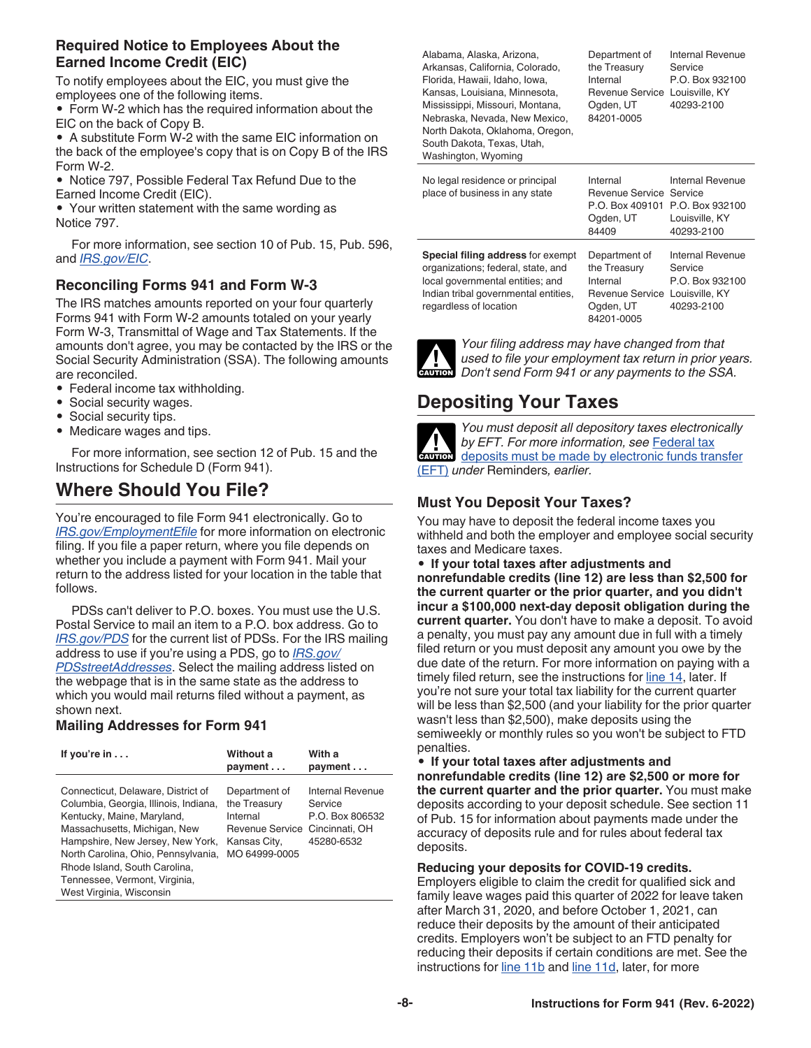### Required Notice to Employees About the Earned Income Credit (EIC)

To notify employees about the EIC, you must give the employees one of the following items.

- Form W-2 which has the required information about the EIC on the back of Copy B.
- A substitute Form W-2 with the same EIC information on the back of the employee's copy that is on Copy B of the IRS Form W-2.
- Notice 797, Possible Federal Tax Refund Due to the Earned Income Credit (EIC).
- Your written statement with the same wording as Notice 797.

For more information, see section 10 of Pub. 15, Pub. 596, and *IRS.gov/EIC*.

### Reconciling Forms 941 and Form W-3

The IRS matches amounts reported on your four quarterly Forms 941 with Form W-2 amounts totaled on your yearly Form W-3, Transmittal of Wage and Tax Statements. If the amounts don't agree, you may be contacted by the IRS or the Social Security Administration (SSA). The following amounts are reconciled.

- Federal income tax withholding.
- Social security wages.
- Social security tips.
- Medicare wages and tips.

For more information, see section 12 of Pub. 15 and the Instructions for Schedule D (Form 941).

## Where Should You File?

You're encouraged to file Form 941 electronically. Go to *IRS.gov/EmploymentEfile* for more information on electronic filing. If you file a paper return, where you file depends on whether you include a payment with Form 941. Mail your return to the address listed for your location in the table that follows.

PDSs can't deliver to P.O. boxes. You must use the U.S. Postal Service to mail an item to a P.O. box address. Go to *IRS.gov/PDS* for the current list of PDSs. For the IRS mailing address to use if you're using a PDS, go to *IRS.gov/PDSstreetAddresses*. Select the mailing address listed on the webpage that is in the same state as the address to which you would mail returns filed without a payment, as shown next.

### Mailing Addresses for Form 941

| If you're in . . . | Without a payment . . . | With a payment . . . |
|---|---|---|
| Connecticut, Delaware, District of Columbia, Georgia, Illinois, Indiana, Kentucky, Maine, Maryland, Massachusetts, Michigan, New Hampshire, New Jersey, New York, North Carolina, Ohio, Pennsylvania, Rhode Island, South Carolina, Tennessee, Vermont, Virginia, West Virginia, Wisconsin | Department of the Treasury Internal Revenue Service Kansas City, MO 64999-0005 | Internal Revenue Service P.O. Box 806532 Cincinnati, OH 45280-6532 |
| Alabama, Alaska, Arizona, Arkansas, California, Colorado, Florida, Hawaii, Idaho, Iowa, Kansas, Louisiana, Minnesota, Mississippi, Missouri, Montana, Nebraska, Nevada, New Mexico, North Dakota, Oklahoma, Oregon, South Dakota, Texas, Utah, Washington, Wyoming | Department of the Treasury Internal Revenue Service Ogden, UT 84201-0005 | Internal Revenue Service P.O. Box 932100 Louisville, KY 40293-2100 |
| No legal residence or principal place of business in any state | Internal Revenue Service P.O. Box 409101 Ogden, UT 84409 | Internal Revenue Service P.O. Box 932100 Louisville, KY 40293-2100 |
| **Special filing address** for exempt organizations; federal, state, and local governmental entities; and Indian tribal governmental entities, regardless of location | Department of the Treasury Internal Revenue Service Ogden, UT 84201-0005 | Internal Revenue Service P.O. Box 932100 Louisville, KY 40293-2100 |

CAUTION: *Your filing address may have changed from that used to file your employment tax return in prior years. Don't send Form 941 or any payments to the SSA.*

## Depositing Your Taxes

CAUTION: *You must deposit all depository taxes electronically by EFT. For more information, see* Federal tax deposits must be made by electronic funds transfer (EFT) *under* Reminders*, earlier.*

### Must You Deposit Your Taxes?

You may have to deposit the federal income taxes you withheld and both the employer and employee social security taxes and Medicare taxes.

- **If your total taxes after adjustments and nonrefundable credits (line 12) are less than $2,500 for the current quarter or the prior quarter, and you didn't incur a $100,000 next-day deposit obligation during the current quarter.** You don't have to make a deposit. To avoid a penalty, you must pay any amount due in full with a timely filed return or you must deposit any amount you owe by the due date of the return. For more information on paying with a timely filed return, see the instructions for line 14, later. If you're not sure your total tax liability for the current quarter will be less than $2,500 (and your liability for the prior quarter wasn't less than $2,500), make deposits using the semiweekly or monthly rules so you won't be subject to FTD penalties.
- **If your total taxes after adjustments and nonrefundable credits (line 12) are $2,500 or more for the current quarter and the prior quarter.** You must make deposits according to your deposit schedule. See section 11 of Pub. 15 for information about payments made under the accuracy of deposits rule and for rules about federal tax deposits.

**Reducing your deposits for COVID-19 credits.** Employers eligible to claim the credit for qualified sick and family leave wages paid this quarter of 2022 for leave taken after March 31, 2020, and before October 1, 2021, can reduce their deposits by the amount of their anticipated credits. Employers won't be subject to an FTD penalty for reducing their deposits if certain conditions are met. See the instructions for line 11b and line 11d, later, for more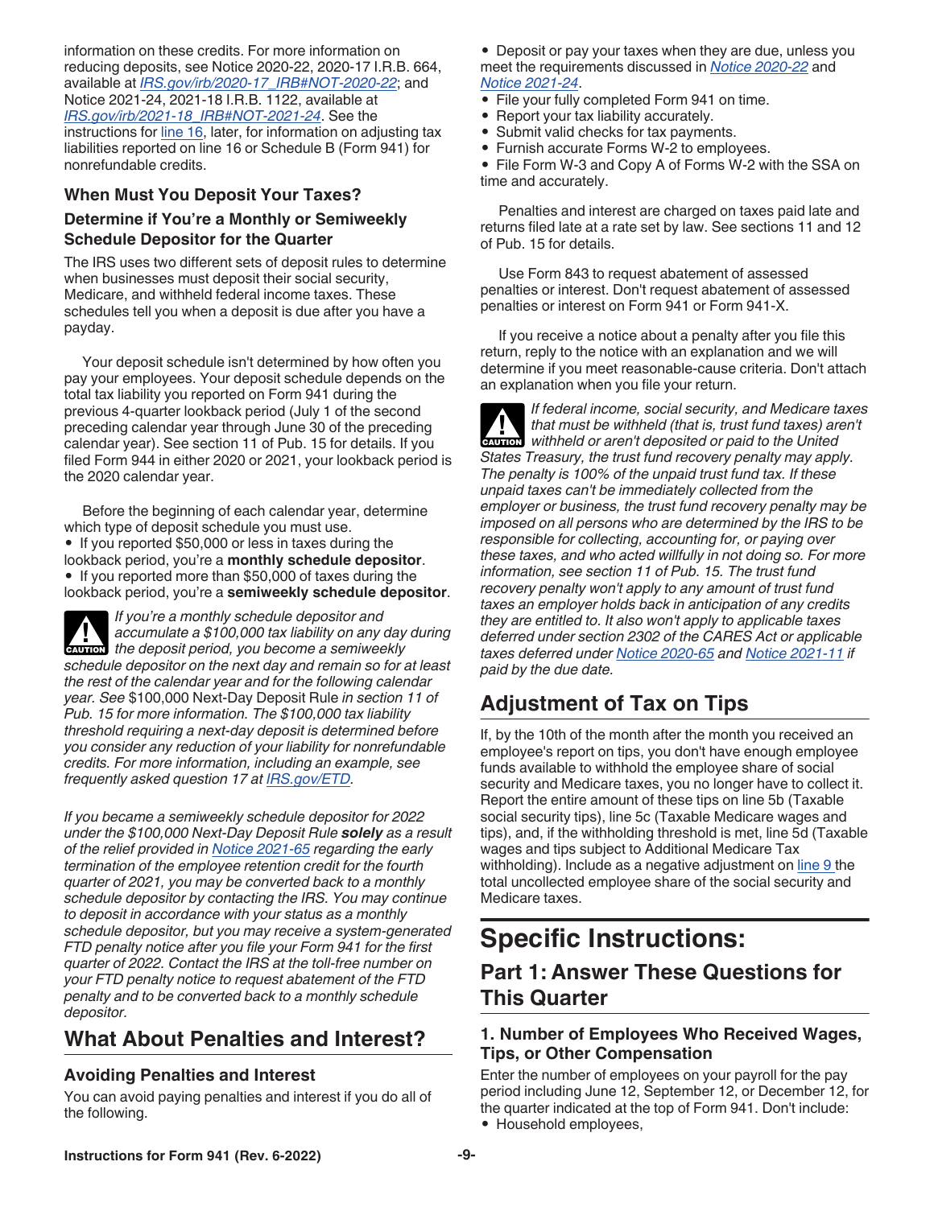information on these credits. For more information on reducing deposits, see Notice 2020-22, 2020-17 I.R.B. 664, available at *IRS.gov/irb/2020-17_IRB#NOT-2020-22*; and Notice 2021-24, 2021-18 I.R.B. 1122, available at *IRS.gov/irb/2021-18_IRB#NOT-2021-24*. See the instructions for line 16, later, for information on adjusting tax liabilities reported on line 16 or Schedule B (Form 941) for nonrefundable credits.

### When Must You Deposit Your Taxes?

#### Determine if You're a Monthly or Semiweekly Schedule Depositor for the Quarter

The IRS uses two different sets of deposit rules to determine when businesses must deposit their social security, Medicare, and withheld federal income taxes. These schedules tell you when a deposit is due after you have a payday.

Your deposit schedule isn't determined by how often you pay your employees. Your deposit schedule depends on the total tax liability you reported on Form 941 during the previous 4-quarter lookback period (July 1 of the second preceding calendar year through June 30 of the preceding calendar year). See section 11 of Pub. 15 for details. If you filed Form 944 in either 2020 or 2021, your lookback period is the 2020 calendar year.

Before the beginning of each calendar year, determine which type of deposit schedule you must use.

- If you reported $50,000 or less in taxes during the lookback period, you're a **monthly schedule depositor**.
- If you reported more than $50,000 of taxes during the lookback period, you're a **semiweekly schedule depositor**.

CAUTION *If you're a monthly schedule depositor and accumulate a $100,000 tax liability on any day during the deposit period, you become a semiweekly schedule depositor on the next day and remain so for at least the rest of the calendar year and for the following calendar year. See* $100,000 Next-Day Deposit Rule *in section 11 of Pub. 15 for more information. The $100,000 tax liability threshold requiring a next-day deposit is determined before you consider any reduction of your liability for nonrefundable credits. For more information, including an example, see frequently asked question 17 at IRS.gov/ETD.*

*If you became a semiweekly schedule depositor for 2022 under the $100,000 Next-Day Deposit Rule* ***solely*** *as a result of the relief provided in Notice 2021-65 regarding the early termination of the employee retention credit for the fourth quarter of 2021, you may be converted back to a monthly schedule depositor by contacting the IRS. You may continue to deposit in accordance with your status as a monthly schedule depositor, but you may receive a system-generated FTD penalty notice after you file your Form 941 for the first quarter of 2022. Contact the IRS at the toll-free number on your FTD penalty notice to request abatement of the FTD penalty and to be converted back to a monthly schedule depositor.*

## What About Penalties and Interest?

### Avoiding Penalties and Interest

You can avoid paying penalties and interest if you do all of the following.

- Deposit or pay your taxes when they are due, unless you meet the requirements discussed in Notice 2020-22 and Notice 2021-24.
- File your fully completed Form 941 on time.
- Report your tax liability accurately.
- Submit valid checks for tax payments.
- Furnish accurate Forms W-2 to employees.
- File Form W-3 and Copy A of Forms W-2 with the SSA on time and accurately.

Penalties and interest are charged on taxes paid late and returns filed late at a rate set by law. See sections 11 and 12 of Pub. 15 for details.

Use Form 843 to request abatement of assessed penalties or interest. Don't request abatement of assessed penalties or interest on Form 941 or Form 941-X.

If you receive a notice about a penalty after you file this return, reply to the notice with an explanation and we will determine if you meet reasonable-cause criteria. Don't attach an explanation when you file your return.

CAUTION *If federal income, social security, and Medicare taxes that must be withheld (that is, trust fund taxes) aren't withheld or aren't deposited or paid to the United States Treasury, the trust fund recovery penalty may apply. The penalty is 100% of the unpaid trust fund tax. If these unpaid taxes can't be immediately collected from the employer or business, the trust fund recovery penalty may be imposed on all persons who are determined by the IRS to be responsible for collecting, accounting for, or paying over these taxes, and who acted willfully in not doing so. For more information, see section 11 of Pub. 15. The trust fund recovery penalty won't apply to any amount of trust fund taxes an employer holds back in anticipation of any credits they are entitled to. It also won't apply to applicable taxes deferred under section 2302 of the CARES Act or applicable taxes deferred under Notice 2020-65 and Notice 2021-11 if paid by the due date.*

## Adjustment of Tax on Tips

If, by the 10th of the month after the month you received an employee's report on tips, you don't have enough employee funds available to withhold the employee share of social security and Medicare taxes, you no longer have to collect it. Report the entire amount of these tips on line 5b (Taxable social security tips), line 5c (Taxable Medicare wages and tips), and, if the withholding threshold is met, line 5d (Taxable wages and tips subject to Additional Medicare Tax withholding). Include as a negative adjustment on line 9 the total uncollected employee share of the social security and Medicare taxes.

# Specific Instructions:

## Part 1: Answer These Questions for This Quarter

### 1. Number of Employees Who Received Wages, Tips, or Other Compensation

Enter the number of employees on your payroll for the pay period including June 12, September 12, or December 12, for the quarter indicated at the top of Form 941. Don't include:

- Household employees,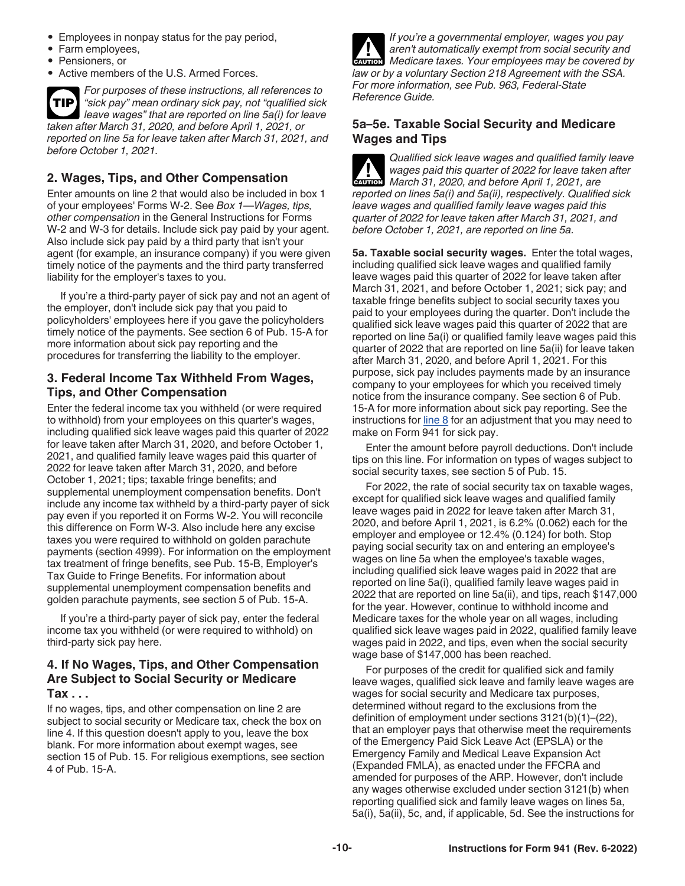- Employees in nonpay status for the pay period,
- Farm employees,
- Pensioners, or
- Active members of the U.S. Armed Forces.

**TIP** *For purposes of these instructions, all references to "sick pay" mean ordinary sick pay, not "qualified sick leave wages" that are reported on line 5a(i) for leave taken after March 31, 2020, and before April 1, 2021, or reported on line 5a for leave taken after March 31, 2021, and before October 1, 2021.*

## 2. Wages, Tips, and Other Compensation

Enter amounts on line 2 that would also be included in box 1 of your employees' Forms W-2. See *Box 1—Wages, tips, other compensation* in the General Instructions for Forms W-2 and W-3 for details. Include sick pay paid by your agent. Also include sick pay paid by a third party that isn't your agent (for example, an insurance company) if you were given timely notice of the payments and the third party transferred liability for the employer's taxes to you.

If you're a third-party payer of sick pay and not an agent of the employer, don't include sick pay that you paid to policyholders' employees here if you gave the policyholders timely notice of the payments. See section 6 of Pub. 15-A for more information about sick pay reporting and the procedures for transferring the liability to the employer.

## 3. Federal Income Tax Withheld From Wages, Tips, and Other Compensation

Enter the federal income tax you withheld (or were required to withhold) from your employees on this quarter's wages, including qualified sick leave wages paid this quarter of 2022 for leave taken after March 31, 2020, and before October 1, 2021, and qualified family leave wages paid this quarter of 2022 for leave taken after March 31, 2020, and before October 1, 2021; tips; taxable fringe benefits; and supplemental unemployment compensation benefits. Don't include any income tax withheld by a third-party payer of sick pay even if you reported it on Forms W-2. You will reconcile this difference on Form W-3. Also include here any excise taxes you were required to withhold on golden parachute payments (section 4999). For information on the employment tax treatment of fringe benefits, see Pub. 15-B, Employer's Tax Guide to Fringe Benefits. For information about supplemental unemployment compensation benefits and golden parachute payments, see section 5 of Pub. 15-A.

If you're a third-party payer of sick pay, enter the federal income tax you withheld (or were required to withhold) on third-party sick pay here.

## 4. If No Wages, Tips, and Other Compensation Are Subject to Social Security or Medicare Tax . . .

If no wages, tips, and other compensation on line 2 are subject to social security or Medicare tax, check the box on line 4. If this question doesn't apply to you, leave the box blank. For more information about exempt wages, see section 15 of Pub. 15. For religious exemptions, see section 4 of Pub. 15-A.

**CAUTION** *If you're a governmental employer, wages you pay aren't automatically exempt from social security and Medicare taxes. Your employees may be covered by law or by a voluntary Section 218 Agreement with the SSA. For more information, see Pub. 963, Federal-State Reference Guide.*

## 5a–5e. Taxable Social Security and Medicare Wages and Tips

**CAUTION** *Qualified sick leave wages and qualified family leave wages paid this quarter of 2022 for leave taken after March 31, 2020, and before April 1, 2021, are reported on lines 5a(i) and 5a(ii), respectively. Qualified sick leave wages and qualified family leave wages paid this quarter of 2022 for leave taken after March 31, 2021, and before October 1, 2021, are reported on line 5a.*

**5a. Taxable social security wages.** Enter the total wages, including qualified sick leave wages and qualified family leave wages paid this quarter of 2022 for leave taken after March 31, 2021, and before October 1, 2021; sick pay; and taxable fringe benefits subject to social security taxes you paid to your employees during the quarter. Don't include the qualified sick leave wages paid this quarter of 2022 that are reported on line 5a(i) or qualified family leave wages paid this quarter of 2022 that are reported on line 5a(ii) for leave taken after March 31, 2020, and before April 1, 2021. For this purpose, sick pay includes payments made by an insurance company to your employees for which you received timely notice from the insurance company. See section 6 of Pub. 15-A for more information about sick pay reporting. See the instructions for line 8 for an adjustment that you may need to make on Form 941 for sick pay.

Enter the amount before payroll deductions. Don't include tips on this line. For information on types of wages subject to social security taxes, see section 5 of Pub. 15.

For 2022, the rate of social security tax on taxable wages, except for qualified sick leave wages and qualified family leave wages paid in 2022 for leave taken after March 31, 2020, and before April 1, 2021, is 6.2% (0.062) each for the employer and employee or 12.4% (0.124) for both. Stop paying social security tax on and entering an employee's wages on line 5a when the employee's taxable wages, including qualified sick leave wages paid in 2022 that are reported on line 5a(i), qualified family leave wages paid in 2022 that are reported on line 5a(ii), and tips, reach $147,000 for the year. However, continue to withhold income and Medicare taxes for the whole year on all wages, including qualified sick leave wages paid in 2022, qualified family leave wages paid in 2022, and tips, even when the social security wage base of $147,000 has been reached.

For purposes of the credit for qualified sick and family leave wages, qualified sick leave and family leave wages are wages for social security and Medicare tax purposes, determined without regard to the exclusions from the definition of employment under sections 3121(b)(1)–(22), that an employer pays that otherwise meet the requirements of the Emergency Paid Sick Leave Act (EPSLA) or the Emergency Family and Medical Leave Expansion Act (Expanded FMLA), as enacted under the FFCRA and amended for purposes of the ARP. However, don't include any wages otherwise excluded under section 3121(b) when reporting qualified sick and family leave wages on lines 5a, 5a(i), 5a(ii), 5c, and, if applicable, 5d. See the instructions for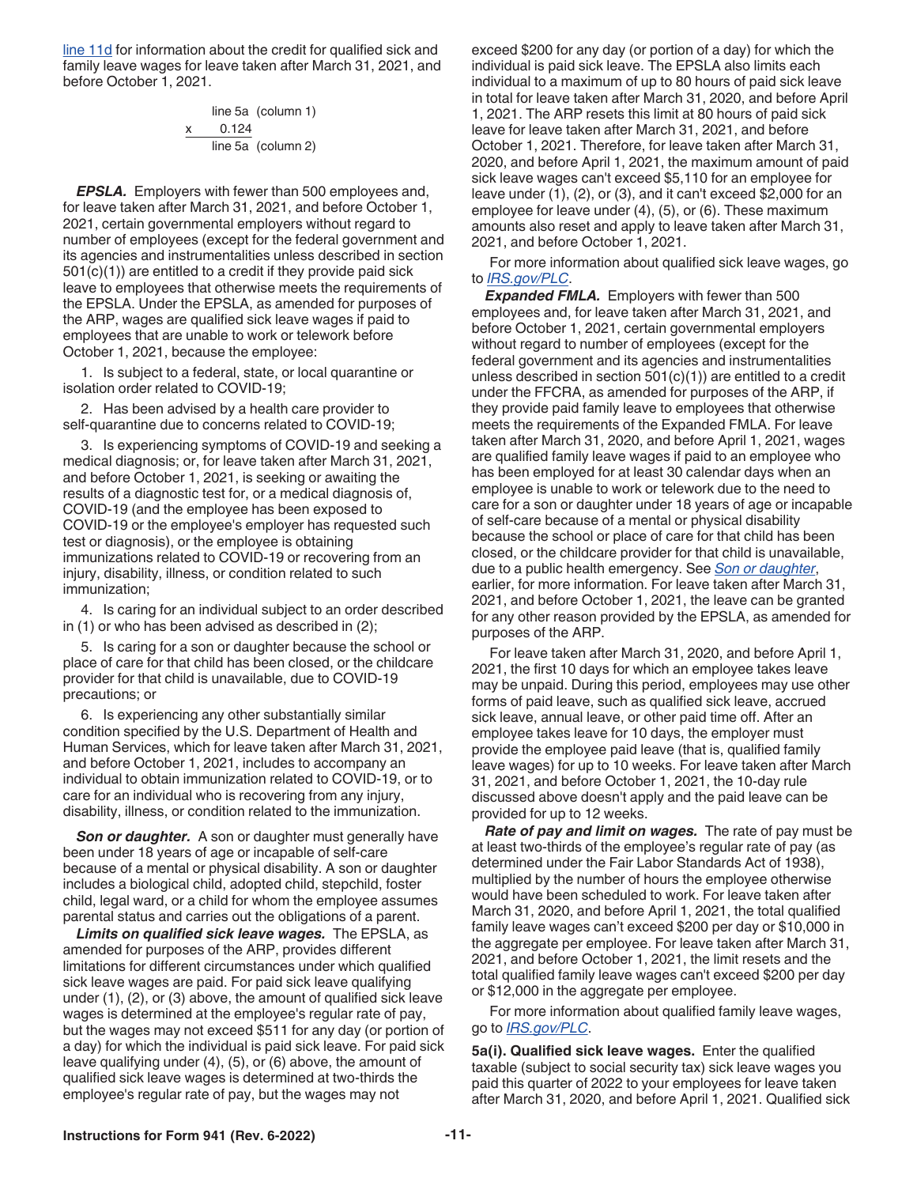line 11d for information about the credit for qualified sick and family leave wages for leave taken after March 31, 2021, and before October 1, 2021.

```
      line 5a  (column 1)
x       0.124
      line 5a  (column 2)
```

***EPSLA.*** Employers with fewer than 500 employees and, for leave taken after March 31, 2021, and before October 1, 2021, certain governmental employers without regard to number of employees (except for the federal government and its agencies and instrumentalities unless described in section 501(c)(1)) are entitled to a credit if they provide paid sick leave to employees that otherwise meets the requirements of the EPSLA. Under the EPSLA, as amended for purposes of the ARP, wages are qualified sick leave wages if paid to employees that are unable to work or telework before October 1, 2021, because the employee:

1. Is subject to a federal, state, or local quarantine or isolation order related to COVID-19;
2. Has been advised by a health care provider to self-quarantine due to concerns related to COVID-19;
3. Is experiencing symptoms of COVID-19 and seeking a medical diagnosis; or, for leave taken after March 31, 2021, and before October 1, 2021, is seeking or awaiting the results of a diagnostic test for, or a medical diagnosis of, COVID-19 (and the employee has been exposed to COVID-19 or the employee's employer has requested such test or diagnosis), or the employee is obtaining immunizations related to COVID-19 or recovering from an injury, disability, illness, or condition related to such immunization;
4. Is caring for an individual subject to an order described in (1) or who has been advised as described in (2);
5. Is caring for a son or daughter because the school or place of care for that child has been closed, or the childcare provider for that child is unavailable, due to COVID-19 precautions; or
6. Is experiencing any other substantially similar condition specified by the U.S. Department of Health and Human Services, which for leave taken after March 31, 2021, and before October 1, 2021, includes to accompany an individual to obtain immunization related to COVID-19, or to care for an individual who is recovering from any injury, disability, illness, or condition related to the immunization.

***Son or daughter.*** A son or daughter must generally have been under 18 years of age or incapable of self-care because of a mental or physical disability. A son or daughter includes a biological child, adopted child, stepchild, foster child, legal ward, or a child for whom the employee assumes parental status and carries out the obligations of a parent.

***Limits on qualified sick leave wages.*** The EPSLA, as amended for purposes of the ARP, provides different limitations for different circumstances under which qualified sick leave wages are paid. For paid sick leave qualifying under (1), (2), or (3) above, the amount of qualified sick leave wages is determined at the employee's regular rate of pay, but the wages may not exceed $511 for any day (or portion of a day) for which the individual is paid sick leave. For paid sick leave qualifying under (4), (5), or (6) above, the amount of qualified sick leave wages is determined at two-thirds the employee's regular rate of pay, but the wages may not exceed $200 for any day (or portion of a day) for which the individual is paid sick leave. The EPSLA also limits each individual to a maximum of up to 80 hours of paid sick leave in total for leave taken after March 31, 2020, and before April 1, 2021. The ARP resets this limit at 80 hours of paid sick leave for leave taken after March 31, 2021, and before October 1, 2021. Therefore, for leave taken after March 31, 2020, and before April 1, 2021, the maximum amount of paid sick leave wages can't exceed $5,110 for an employee for leave under (1), (2), or (3), and it can't exceed $2,000 for an employee for leave under (4), (5), or (6). These maximum amounts also reset and apply to leave taken after March 31, 2021, and before October 1, 2021.

For more information about qualified sick leave wages, go to *IRS.gov/PLC*.

***Expanded FMLA.*** Employers with fewer than 500 employees and, for leave taken after March 31, 2021, and before October 1, 2021, certain governmental employers without regard to number of employees (except for the federal government and its agencies and instrumentalities unless described in section 501(c)(1)) are entitled to a credit under the FFCRA, as amended for purposes of the ARP, if they provide paid family leave to employees that otherwise meets the requirements of the Expanded FMLA. For leave taken after March 31, 2020, and before April 1, 2021, wages are qualified family leave wages if paid to an employee who has been employed for at least 30 calendar days when an employee is unable to work or telework due to the need to care for a son or daughter under 18 years of age or incapable of self-care because of a mental or physical disability because the school or place of care for that child has been closed, or the childcare provider for that child is unavailable, due to a public health emergency. See *Son or daughter*, earlier, for more information. For leave taken after March 31, 2021, and before October 1, 2021, the leave can be granted for any other reason provided by the EPSLA, as amended for purposes of the ARP.

For leave taken after March 31, 2020, and before April 1, 2021, the first 10 days for which an employee takes leave may be unpaid. During this period, employees may use other forms of paid leave, such as qualified sick leave, accrued sick leave, annual leave, or other paid time off. After an employee takes leave for 10 days, the employer must provide the employee paid leave (that is, qualified family leave wages) for up to 10 weeks. For leave taken after March 31, 2021, and before October 1, 2021, the 10-day rule discussed above doesn't apply and the paid leave can be provided for up to 12 weeks.

***Rate of pay and limit on wages.*** The rate of pay must be at least two-thirds of the employee's regular rate of pay (as determined under the Fair Labor Standards Act of 1938), multiplied by the number of hours the employee otherwise would have been scheduled to work. For leave taken after March 31, 2020, and before April 1, 2021, the total qualified family leave wages can't exceed $200 per day or $10,000 in the aggregate per employee. For leave taken after March 31, 2021, and before October 1, 2021, the limit resets and the total qualified family leave wages can't exceed $200 per day or $12,000 in the aggregate per employee.

For more information about qualified family leave wages, go to *IRS.gov/PLC*.

**5a(i). Qualified sick leave wages.** Enter the qualified taxable (subject to social security tax) sick leave wages you paid this quarter of 2022 to your employees for leave taken after March 31, 2020, and before April 1, 2021. Qualified sick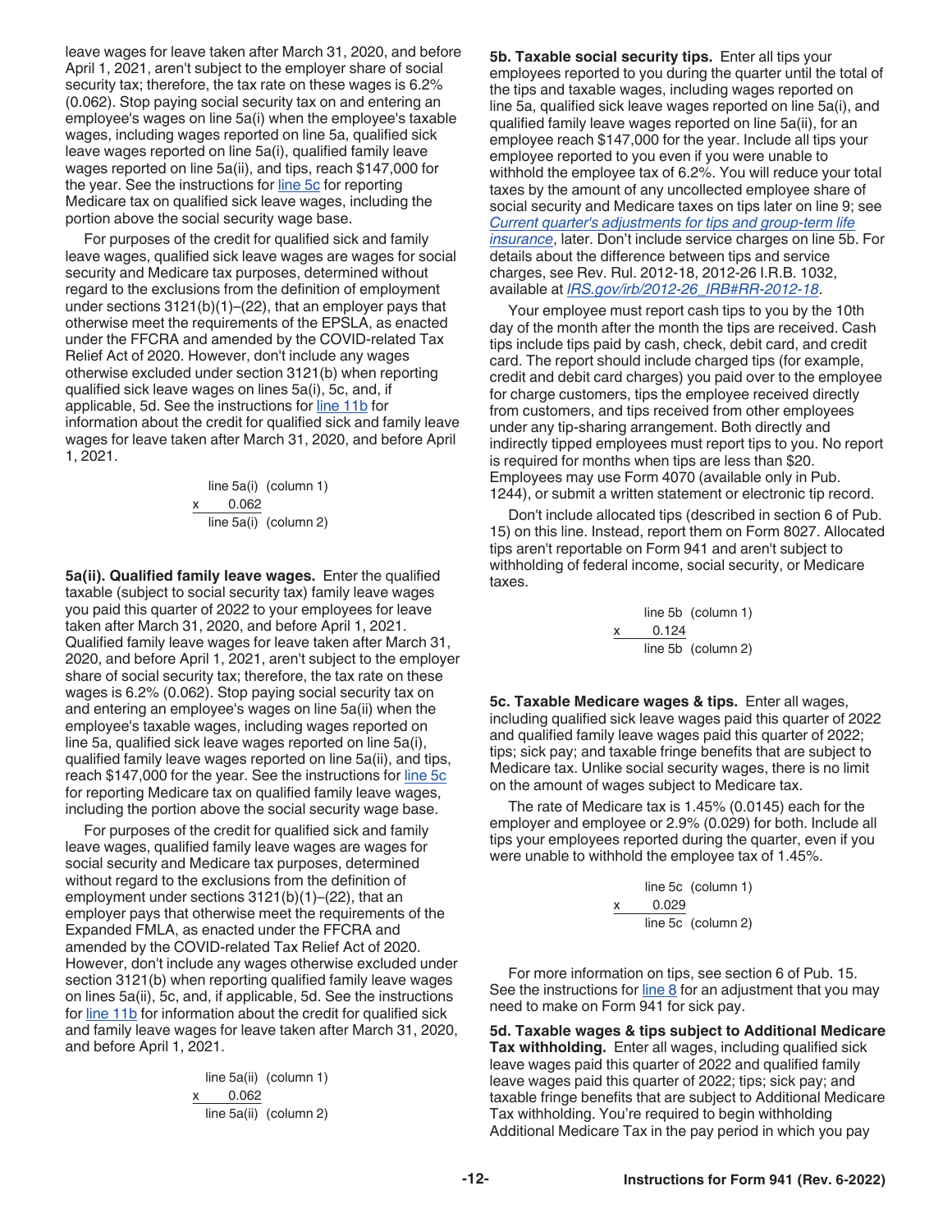leave wages for leave taken after March 31, 2020, and before April 1, 2021, aren't subject to the employer share of social security tax; therefore, the tax rate on these wages is 6.2% (0.062). Stop paying social security tax on and entering an employee's wages on line 5a(i) when the employee's taxable wages, including wages reported on line 5a, qualified sick leave wages reported on line 5a(i), qualified family leave wages reported on line 5a(ii), and tips, reach $147,000 for the year. See the instructions for line 5c for reporting Medicare tax on qualified sick leave wages, including the portion above the social security wage base.

For purposes of the credit for qualified sick and family leave wages, qualified sick leave wages are wages for social security and Medicare tax purposes, determined without regard to the exclusions from the definition of employment under sections 3121(b)(1)–(22), that an employer pays that otherwise meet the requirements of the EPSLA, as enacted under the FFCRA and amended by the COVID-related Tax Relief Act of 2020. However, don't include any wages otherwise excluded under section 3121(b) when reporting qualified sick leave wages on lines 5a(i), 5c, and, if applicable, 5d. See the instructions for line 11b for information about the credit for qualified sick and family leave wages for leave taken after March 31, 2020, and before April 1, 2021.

```
    line 5a(i)  (column 1)
x      0.062
    line 5a(i)  (column 2)
```

**5a(ii). Qualified family leave wages.** Enter the qualified taxable (subject to social security tax) family leave wages you paid this quarter of 2022 to your employees for leave taken after March 31, 2020, and before April 1, 2021. Qualified family leave wages for leave taken after March 31, 2020, and before April 1, 2021, aren't subject to the employer share of social security tax; therefore, the tax rate on these wages is 6.2% (0.062). Stop paying social security tax on and entering an employee's wages on line 5a(ii) when the employee's taxable wages, including wages reported on line 5a, qualified sick leave wages reported on line 5a(i), qualified family leave wages reported on line 5a(ii), and tips, reach $147,000 for the year. See the instructions for line 5c for reporting Medicare tax on qualified family leave wages, including the portion above the social security wage base.

For purposes of the credit for qualified sick and family leave wages, qualified family leave wages are wages for social security and Medicare tax purposes, determined without regard to the exclusions from the definition of employment under sections 3121(b)(1)–(22), that an employer pays that otherwise meet the requirements of the Expanded FMLA, as enacted under the FFCRA and amended by the COVID-related Tax Relief Act of 2020. However, don't include any wages otherwise excluded under section 3121(b) when reporting qualified family leave wages on lines 5a(ii), 5c, and, if applicable, 5d. See the instructions for line 11b for information about the credit for qualified sick and family leave wages for leave taken after March 31, 2020, and before April 1, 2021.

```
    line 5a(ii)  (column 1)
x      0.062
    line 5a(ii)  (column 2)
```

**5b. Taxable social security tips.** Enter all tips your employees reported to you during the quarter until the total of the tips and taxable wages, including wages reported on line 5a, qualified sick leave wages reported on line 5a(i), and qualified family leave wages reported on line 5a(ii), for an employee reach $147,000 for the year. Include all tips your employee reported to you even if you were unable to withhold the employee tax of 6.2%. You will reduce your total taxes by the amount of any uncollected employee share of social security and Medicare taxes on tips later on line 9; see *Current quarter's adjustments for tips and group-term life insurance*, later. Don't include service charges on line 5b. For details about the difference between tips and service charges, see Rev. Rul. 2012-18, 2012-26 I.R.B. 1032, available at *IRS.gov/irb/2012-26_IRB#RR-2012-18*.

Your employee must report cash tips to you by the 10th day of the month after the month the tips are received. Cash tips include tips paid by cash, check, debit card, and credit card. The report should include charged tips (for example, credit and debit card charges) you paid over to the employee for charge customers, tips the employee received directly from customers, and tips received from other employees under any tip-sharing arrangement. Both directly and indirectly tipped employees must report tips to you. No report is required for months when tips are less than $20. Employees may use Form 4070 (available only in Pub. 1244), or submit a written statement or electronic tip record.

Don't include allocated tips (described in section 6 of Pub. 15) on this line. Instead, report them on Form 8027. Allocated tips aren't reportable on Form 941 and aren't subject to withholding of federal income, social security, or Medicare taxes.

```
    line 5b  (column 1)
x     0.124
    line 5b  (column 2)
```

**5c. Taxable Medicare wages & tips.** Enter all wages, including qualified sick leave wages paid this quarter of 2022 and qualified family leave wages paid this quarter of 2022; tips; sick pay; and taxable fringe benefits that are subject to Medicare tax. Unlike social security wages, there is no limit on the amount of wages subject to Medicare tax.

The rate of Medicare tax is 1.45% (0.0145) each for the employer and employee or 2.9% (0.029) for both. Include all tips your employees reported during the quarter, even if you were unable to withhold the employee tax of 1.45%.

```
    line 5c  (column 1)
x     0.029
    line 5c  (column 2)
```

For more information on tips, see section 6 of Pub. 15. See the instructions for line 8 for an adjustment that you may need to make on Form 941 for sick pay.

**5d. Taxable wages & tips subject to Additional Medicare Tax withholding.** Enter all wages, including qualified sick leave wages paid this quarter of 2022 and qualified family leave wages paid this quarter of 2022; tips; sick pay; and taxable fringe benefits that are subject to Additional Medicare Tax withholding. You're required to begin withholding Additional Medicare Tax in the pay period in which you pay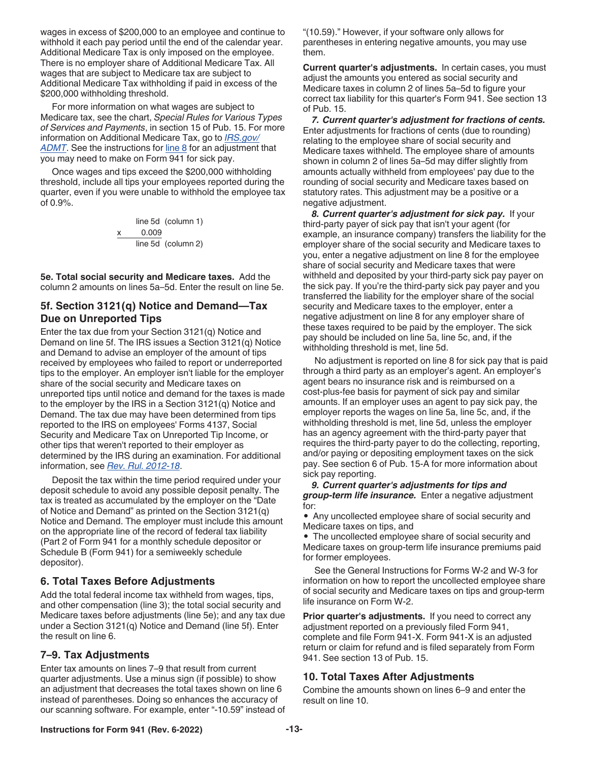wages in excess of $200,000 to an employee and continue to withhold it each pay period until the end of the calendar year. Additional Medicare Tax is only imposed on the employee. There is no employer share of Additional Medicare Tax. All wages that are subject to Medicare tax are subject to Additional Medicare Tax withholding if paid in excess of the $200,000 withholding threshold.

For more information on what wages are subject to Medicare tax, see the chart, *Special Rules for Various Types of Services and Payments*, in section 15 of Pub. 15. For more information on Additional Medicare Tax, go to *IRS.gov/ADMT*. See the instructions for line 8 for an adjustment that you may need to make on Form 941 for sick pay.

Once wages and tips exceed the $200,000 withholding threshold, include all tips your employees reported during the quarter, even if you were unable to withhold the employee tax of 0.9%.

```
    line 5d  (column 1)
x     0.009
    line 5d  (column 2)
```

**5e. Total social security and Medicare taxes.** Add the column 2 amounts on lines 5a–5d. Enter the result on line 5e.

## 5f. Section 3121(q) Notice and Demand—Tax Due on Unreported Tips

Enter the tax due from your Section 3121(q) Notice and Demand on line 5f. The IRS issues a Section 3121(q) Notice and Demand to advise an employer of the amount of tips received by employees who failed to report or underreported tips to the employer. An employer isn't liable for the employer share of the social security and Medicare taxes on unreported tips until notice and demand for the taxes is made to the employer by the IRS in a Section 3121(q) Notice and Demand. The tax due may have been determined from tips reported to the IRS on employees' Forms 4137, Social Security and Medicare Tax on Unreported Tip Income, or other tips that weren't reported to their employer as determined by the IRS during an examination. For additional information, see *Rev. Rul. 2012-18*.

Deposit the tax within the time period required under your deposit schedule to avoid any possible deposit penalty. The tax is treated as accumulated by the employer on the "Date of Notice and Demand" as printed on the Section 3121(q) Notice and Demand. The employer must include this amount on the appropriate line of the record of federal tax liability (Part 2 of Form 941 for a monthly schedule depositor or Schedule B (Form 941) for a semiweekly schedule depositor).

## 6. Total Taxes Before Adjustments

Add the total federal income tax withheld from wages, tips, and other compensation (line 3); the total social security and Medicare taxes before adjustments (line 5e); and any tax due under a Section 3121(q) Notice and Demand (line 5f). Enter the result on line 6.

## 7–9. Tax Adjustments

Enter tax amounts on lines 7–9 that result from current quarter adjustments. Use a minus sign (if possible) to show an adjustment that decreases the total taxes shown on line 6 instead of parentheses. Doing so enhances the accuracy of our scanning software. For example, enter "-10.59" instead of "(10.59)." However, if your software only allows for parentheses in entering negative amounts, you may use them.

**Current quarter's adjustments.** In certain cases, you must adjust the amounts you entered as social security and Medicare taxes in column 2 of lines 5a–5d to figure your correct tax liability for this quarter's Form 941. See section 13 of Pub. 15.

***7. Current quarter's adjustment for fractions of cents.*** Enter adjustments for fractions of cents (due to rounding) relating to the employee share of social security and Medicare taxes withheld. The employee share of amounts shown in column 2 of lines 5a–5d may differ slightly from amounts actually withheld from employees' pay due to the rounding of social security and Medicare taxes based on statutory rates. This adjustment may be a positive or a negative adjustment.

***8. Current quarter's adjustment for sick pay.*** If your third-party payer of sick pay that isn't your agent (for example, an insurance company) transfers the liability for the employer share of the social security and Medicare taxes to you, enter a negative adjustment on line 8 for the employee share of social security and Medicare taxes that were withheld and deposited by your third-party sick pay payer on the sick pay. If you're the third-party sick pay payer and you transferred the liability for the employer share of the social security and Medicare taxes to the employer, enter a negative adjustment on line 8 for any employer share of these taxes required to be paid by the employer. The sick pay should be included on line 5a, line 5c, and, if the withholding threshold is met, line 5d.

No adjustment is reported on line 8 for sick pay that is paid through a third party as an employer's agent. An employer's agent bears no insurance risk and is reimbursed on a cost-plus-fee basis for payment of sick pay and similar amounts. If an employer uses an agent to pay sick pay, the employer reports the wages on line 5a, line 5c, and, if the withholding threshold is met, line 5d, unless the employer has an agency agreement with the third-party payer that requires the third-party payer to do the collecting, reporting, and/or paying or depositing employment taxes on the sick pay. See section 6 of Pub. 15-A for more information about sick pay reporting.

***9. Current quarter's adjustments for tips and group-term life insurance.*** Enter a negative adjustment for:

- Any uncollected employee share of social security and Medicare taxes on tips, and
- The uncollected employee share of social security and Medicare taxes on group-term life insurance premiums paid for former employees.

See the General Instructions for Forms W-2 and W-3 for information on how to report the uncollected employee share of social security and Medicare taxes on tips and group-term life insurance on Form W-2.

**Prior quarter's adjustments.** If you need to correct any adjustment reported on a previously filed Form 941, complete and file Form 941-X. Form 941-X is an adjusted return or claim for refund and is filed separately from Form 941. See section 13 of Pub. 15.

## 10. Total Taxes After Adjustments

Combine the amounts shown on lines 6–9 and enter the result on line 10.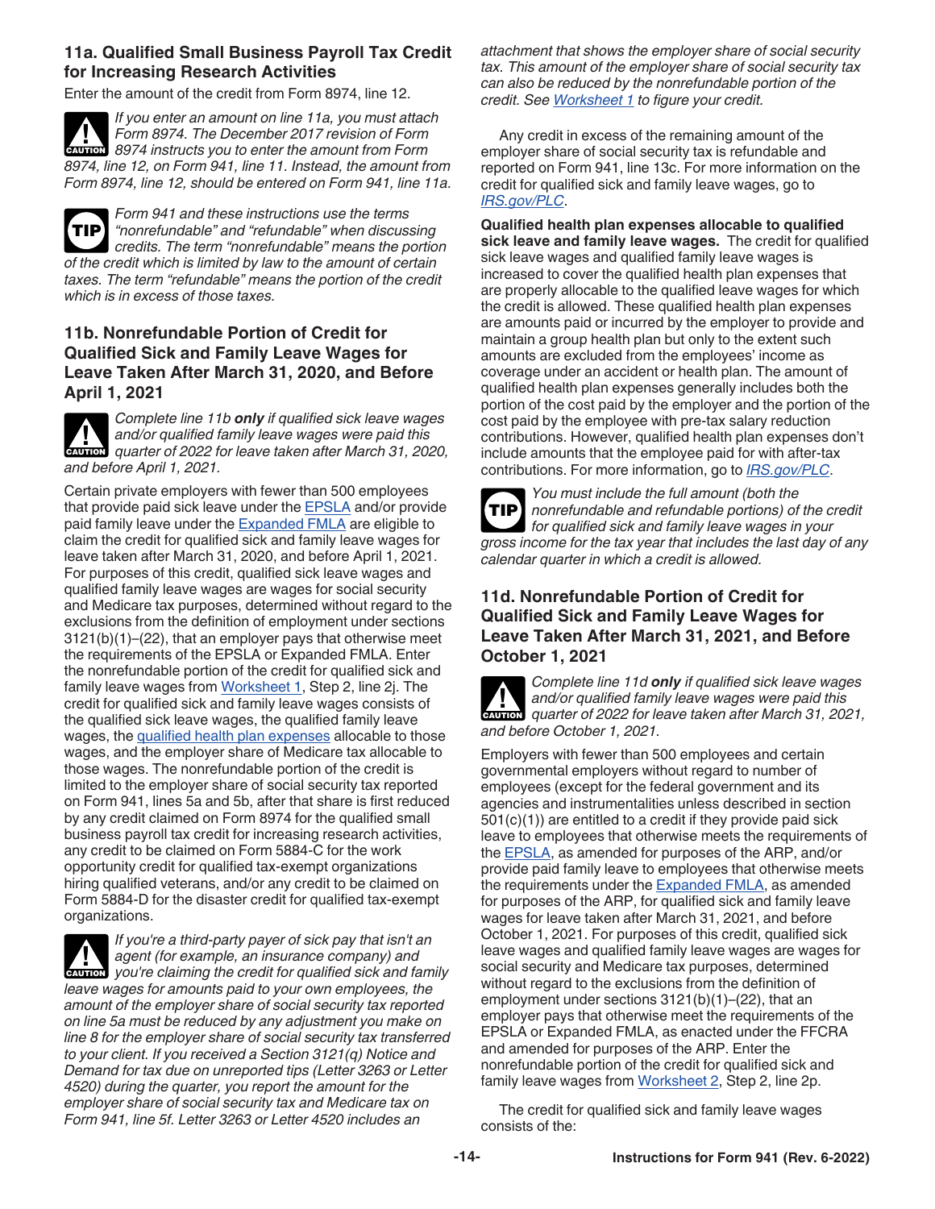### 11a. Qualified Small Business Payroll Tax Credit for Increasing Research Activities

Enter the amount of the credit from Form 8974, line 12.

**CAUTION**
*If you enter an amount on line 11a, you must attach Form 8974. The December 2017 revision of Form 8974 instructs you to enter the amount from Form 8974, line 12, on Form 941, line 11. Instead, the amount from Form 8974, line 12, should be entered on Form 941, line 11a.*

**TIP**
*Form 941 and these instructions use the terms "nonrefundable" and "refundable" when discussing credits. The term "nonrefundable" means the portion of the credit which is limited by law to the amount of certain taxes. The term "refundable" means the portion of the credit which is in excess of those taxes.*

### 11b. Nonrefundable Portion of Credit for Qualified Sick and Family Leave Wages for Leave Taken After March 31, 2020, and Before April 1, 2021

**CAUTION**
*Complete line 11b **only** if qualified sick leave wages and/or qualified family leave wages were paid this quarter of 2022 for leave taken after March 31, 2020, and before April 1, 2021.*

Certain private employers with fewer than 500 employees that provide paid sick leave under the EPSLA and/or provide paid family leave under the Expanded FMLA are eligible to claim the credit for qualified sick and family leave wages for leave taken after March 31, 2020, and before April 1, 2021. For purposes of this credit, qualified sick leave wages and qualified family leave wages are wages for social security and Medicare tax purposes, determined without regard to the exclusions from the definition of employment under sections 3121(b)(1)–(22), that an employer pays that otherwise meet the requirements of the EPSLA or Expanded FMLA. Enter the nonrefundable portion of the credit for qualified sick and family leave wages from Worksheet 1, Step 2, line 2j. The credit for qualified sick and family leave wages consists of the qualified sick leave wages, the qualified family leave wages, the qualified health plan expenses allocable to those wages, and the employer share of Medicare tax allocable to those wages. The nonrefundable portion of the credit is limited to the employer share of social security tax reported on Form 941, lines 5a and 5b, after that share is first reduced by any credit claimed on Form 8974 for the qualified small business payroll tax credit for increasing research activities, any credit to be claimed on Form 5884-C for the work opportunity credit for qualified tax-exempt organizations hiring qualified veterans, and/or any credit to be claimed on Form 5884-D for the disaster credit for qualified tax-exempt organizations.

**CAUTION**
*If you're a third-party payer of sick pay that isn't an agent (for example, an insurance company) and you're claiming the credit for qualified sick and family leave wages for amounts paid to your own employees, the amount of the employer share of social security tax reported on line 5a must be reduced by any adjustment you make on line 8 for the employer share of social security tax transferred to your client. If you received a Section 3121(q) Notice and Demand for tax due on unreported tips (Letter 3263 or Letter 4520) during the quarter, you report the amount for the employer share of social security tax and Medicare tax on Form 941, line 5f. Letter 3263 or Letter 4520 includes an attachment that shows the employer share of social security tax. This amount of the employer share of social security tax can also be reduced by the nonrefundable portion of the credit. See Worksheet 1 to figure your credit.*

Any credit in excess of the remaining amount of the employer share of social security tax is refundable and reported on Form 941, line 13c. For more information on the credit for qualified sick and family leave wages, go to *IRS.gov/PLC*.

**Qualified health plan expenses allocable to qualified sick leave and family leave wages.** The credit for qualified sick leave wages and qualified family leave wages is increased to cover the qualified health plan expenses that are properly allocable to the qualified leave wages for which the credit is allowed. These qualified health plan expenses are amounts paid or incurred by the employer to provide and maintain a group health plan but only to the extent such amounts are excluded from the employees' income as coverage under an accident or health plan. The amount of qualified health plan expenses generally includes both the portion of the cost paid by the employer and the portion of the cost paid by the employee with pre-tax salary reduction contributions. However, qualified health plan expenses don't include amounts that the employee paid for with after-tax contributions. For more information, go to *IRS.gov/PLC*.

**TIP**
*You must include the full amount (both the nonrefundable and refundable portions) of the credit for qualified sick and family leave wages in your gross income for the tax year that includes the last day of any calendar quarter in which a credit is allowed.*

### 11d. Nonrefundable Portion of Credit for Qualified Sick and Family Leave Wages for Leave Taken After March 31, 2021, and Before October 1, 2021

**CAUTION**
*Complete line 11d **only** if qualified sick leave wages and/or qualified family leave wages were paid this quarter of 2022 for leave taken after March 31, 2021, and before October 1, 2021.*

Employers with fewer than 500 employees and certain governmental employers without regard to number of employees (except for the federal government and its agencies and instrumentalities unless described in section 501(c)(1)) are entitled to a credit if they provide paid sick leave to employees that otherwise meets the requirements of the EPSLA, as amended for purposes of the ARP, and/or provide paid family leave to employees that otherwise meets the requirements under the Expanded FMLA, as amended for purposes of the ARP, for qualified sick and family leave wages for leave taken after March 31, 2021, and before October 1, 2021. For purposes of this credit, qualified sick leave wages and qualified family leave wages are wages for social security and Medicare tax purposes, determined without regard to the exclusions from the definition of employment under sections 3121(b)(1)–(22), that an employer pays that otherwise meet the requirements of the EPSLA or Expanded FMLA, as enacted under the FFCRA and amended for purposes of the ARP. Enter the nonrefundable portion of the credit for qualified sick and family leave wages from Worksheet 2, Step 2, line 2p.

The credit for qualified sick and family leave wages consists of the: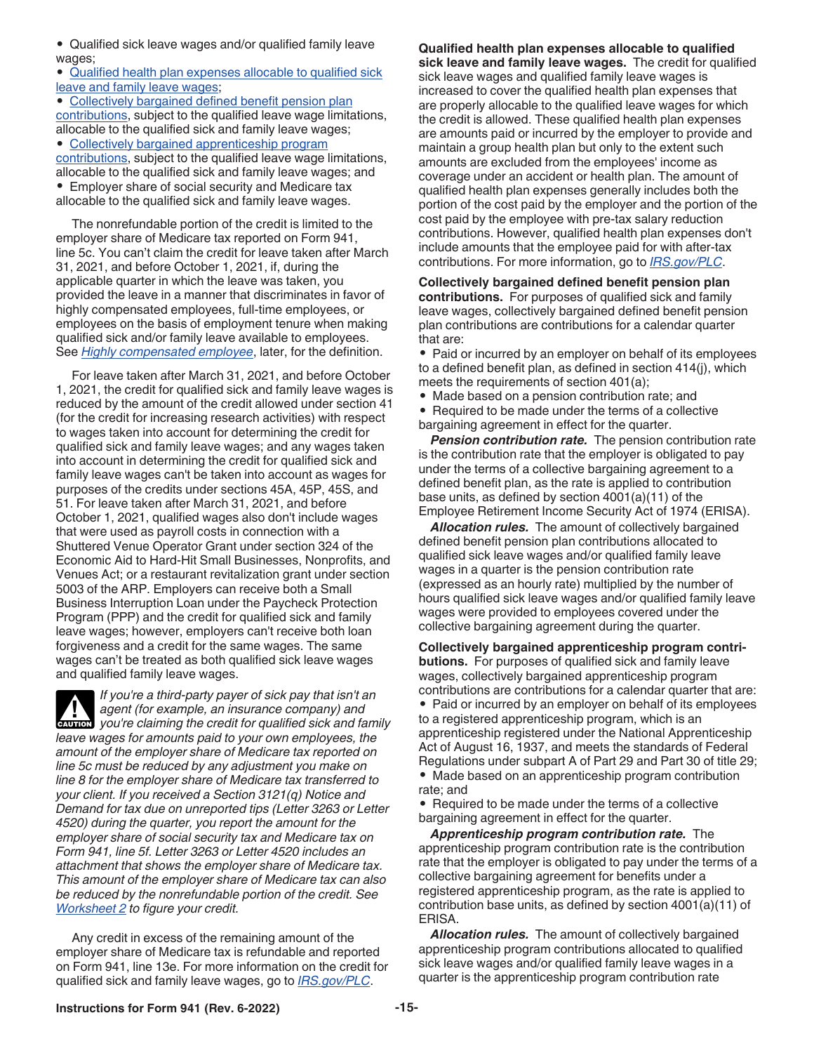- Qualified sick leave wages and/or qualified family leave wages;
- Qualified health plan expenses allocable to qualified sick leave and family leave wages;
- Collectively bargained defined benefit pension plan contributions, subject to the qualified leave wage limitations, allocable to the qualified sick and family leave wages;
- Collectively bargained apprenticeship program contributions, subject to the qualified leave wage limitations, allocable to the qualified sick and family leave wages; and
- Employer share of social security and Medicare tax allocable to the qualified sick and family leave wages.

The nonrefundable portion of the credit is limited to the employer share of Medicare tax reported on Form 941, line 5c. You can't claim the credit for leave taken after March 31, 2021, and before October 1, 2021, if, during the applicable quarter in which the leave was taken, you provided the leave in a manner that discriminates in favor of highly compensated employees, full-time employees, or employees on the basis of employment tenure when making qualified sick and/or family leave available to employees. See *Highly compensated employee*, later, for the definition.

For leave taken after March 31, 2021, and before October 1, 2021, the credit for qualified sick and family leave wages is reduced by the amount of the credit allowed under section 41 (for the credit for increasing research activities) with respect to wages taken into account for determining the credit for qualified sick and family leave wages; and any wages taken into account in determining the credit for qualified sick and family leave wages can't be taken into account as wages for purposes of the credits under sections 45A, 45P, 45S, and 51. For leave taken after March 31, 2021, and before October 1, 2021, qualified wages also don't include wages that were used as payroll costs in connection with a Shuttered Venue Operator Grant under section 324 of the Economic Aid to Hard-Hit Small Businesses, Nonprofits, and Venues Act; or a restaurant revitalization grant under section 5003 of the ARP. Employers can receive both a Small Business Interruption Loan under the Paycheck Protection Program (PPP) and the credit for qualified sick and family leave wages; however, employers can't receive both loan forgiveness and a credit for the same wages. The same wages can't be treated as both qualified sick leave wages and qualified family leave wages.

**CAUTION** *If you're a third-party payer of sick pay that isn't an agent (for example, an insurance company) and you're claiming the credit for qualified sick and family leave wages for amounts paid to your own employees, the amount of the employer share of Medicare tax reported on line 5c must be reduced by any adjustment you make on line 8 for the employer share of Medicare tax transferred to your client. If you received a Section 3121(q) Notice and Demand for tax due on unreported tips (Letter 3263 or Letter 4520) during the quarter, you report the amount for the employer share of social security tax and Medicare tax on Form 941, line 5f. Letter 3263 or Letter 4520 includes an attachment that shows the employer share of Medicare tax. This amount of the employer share of Medicare tax can also be reduced by the nonrefundable portion of the credit. See Worksheet 2 to figure your credit.*

Any credit in excess of the remaining amount of the employer share of Medicare tax is refundable and reported on Form 941, line 13e. For more information on the credit for qualified sick and family leave wages, go to *IRS.gov/PLC*.

**Qualified health plan expenses allocable to qualified sick leave and family leave wages.** The credit for qualified sick leave wages and qualified family leave wages is increased to cover the qualified health plan expenses that are properly allocable to the qualified leave wages for which the credit is allowed. These qualified health plan expenses are amounts paid or incurred by the employer to provide and maintain a group health plan but only to the extent such amounts are excluded from the employees' income as coverage under an accident or health plan. The amount of qualified health plan expenses generally includes both the portion of the cost paid by the employer and the portion of the cost paid by the employee with pre-tax salary reduction contributions. However, qualified health plan expenses don't include amounts that the employee paid for with after-tax contributions. For more information, go to *IRS.gov/PLC*.

**Collectively bargained defined benefit pension plan contributions.** For purposes of qualified sick and family leave wages, collectively bargained defined benefit pension plan contributions are contributions for a calendar quarter that are:

- Paid or incurred by an employer on behalf of its employees to a defined benefit plan, as defined in section 414(j), which meets the requirements of section 401(a);
- Made based on a pension contribution rate; and
- Required to be made under the terms of a collective bargaining agreement in effect for the quarter.

***Pension contribution rate.*** The pension contribution rate is the contribution rate that the employer is obligated to pay under the terms of a collective bargaining agreement to a defined benefit plan, as the rate is applied to contribution base units, as defined by section 4001(a)(11) of the Employee Retirement Income Security Act of 1974 (ERISA).

***Allocation rules.*** The amount of collectively bargained defined benefit pension plan contributions allocated to qualified sick leave wages and/or qualified family leave wages in a quarter is the pension contribution rate (expressed as an hourly rate) multiplied by the number of hours qualified sick leave wages and/or qualified family leave wages were provided to employees covered under the collective bargaining agreement during the quarter.

**Collectively bargained apprenticeship program contributions.** For purposes of qualified sick and family leave wages, collectively bargained apprenticeship program contributions are contributions for a calendar quarter that are:

- Paid or incurred by an employer on behalf of its employees to a registered apprenticeship program, which is an apprenticeship registered under the National Apprenticeship Act of August 16, 1937, and meets the standards of Federal Regulations under subpart A of Part 29 and Part 30 of title 29;
- Made based on an apprenticeship program contribution rate; and
- Required to be made under the terms of a collective bargaining agreement in effect for the quarter.

***Apprenticeship program contribution rate.*** The apprenticeship program contribution rate is the contribution rate that the employer is obligated to pay under the terms of a collective bargaining agreement for benefits under a registered apprenticeship program, as the rate is applied to contribution base units, as defined by section 4001(a)(11) of ERISA.

***Allocation rules.*** The amount of collectively bargained apprenticeship program contributions allocated to qualified sick leave wages and/or qualified family leave wages in a quarter is the apprenticeship program contribution rate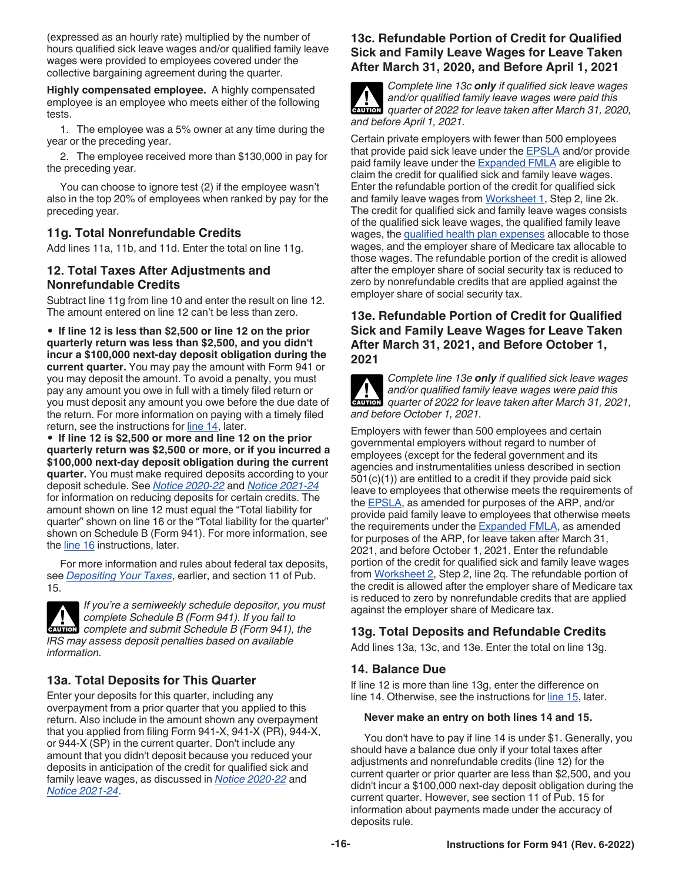(expressed as an hourly rate) multiplied by the number of hours qualified sick leave wages and/or qualified family leave wages were provided to employees covered under the collective bargaining agreement during the quarter.

**Highly compensated employee.** A highly compensated employee is an employee who meets either of the following tests.

1. The employee was a 5% owner at any time during the year or the preceding year.

2. The employee received more than $130,000 in pay for the preceding year.

You can choose to ignore test (2) if the employee wasn't also in the top 20% of employees when ranked by pay for the preceding year.

### 11g. Total Nonrefundable Credits

Add lines 11a, 11b, and 11d. Enter the total on line 11g.

### 12. Total Taxes After Adjustments and Nonrefundable Credits

Subtract line 11g from line 10 and enter the result on line 12. The amount entered on line 12 can't be less than zero.

- **If line 12 is less than $2,500 or line 12 on the prior quarterly return was less than $2,500, and you didn't incur a $100,000 next-day deposit obligation during the current quarter.** You may pay the amount with Form 941 or you may deposit the amount. To avoid a penalty, you must pay any amount you owe in full with a timely filed return or you must deposit any amount you owe before the due date of the return. For more information on paying with a timely filed return, see the instructions for line 14, later.
- **If line 12 is $2,500 or more and line 12 on the prior quarterly return was $2,500 or more, or if you incurred a $100,000 next-day deposit obligation during the current quarter.** You must make required deposits according to your deposit schedule. See *Notice 2020-22* and *Notice 2021-24* for information on reducing deposits for certain credits. The amount shown on line 12 must equal the "Total liability for quarter" shown on line 16 or the "Total liability for the quarter" shown on Schedule B (Form 941). For more information, see the line 16 instructions, later.

For more information and rules about federal tax deposits, see *Depositing Your Taxes*, earlier, and section 11 of Pub. 15.

**CAUTION** *If you're a semiweekly schedule depositor, you must complete Schedule B (Form 941). If you fail to complete and submit Schedule B (Form 941), the IRS may assess deposit penalties based on available information.*

### 13a. Total Deposits for This Quarter

Enter your deposits for this quarter, including any overpayment from a prior quarter that you applied to this return. Also include in the amount shown any overpayment that you applied from filing Form 941-X, 941-X (PR), 944-X, or 944-X (SP) in the current quarter. Don't include any amount that you didn't deposit because you reduced your deposits in anticipation of the credit for qualified sick and family leave wages, as discussed in *Notice 2020-22* and *Notice 2021-24*.

### 13c. Refundable Portion of Credit for Qualified Sick and Family Leave Wages for Leave Taken After March 31, 2020, and Before April 1, 2021

**CAUTION** *Complete line 13c **only** if qualified sick leave wages and/or qualified family leave wages were paid this quarter of 2022 for leave taken after March 31, 2020, and before April 1, 2021.*

Certain private employers with fewer than 500 employees that provide paid sick leave under the EPSLA and/or provide paid family leave under the Expanded FMLA are eligible to claim the credit for qualified sick and family leave wages. Enter the refundable portion of the credit for qualified sick and family leave wages from Worksheet 1, Step 2, line 2k. The credit for qualified sick and family leave wages consists of the qualified sick leave wages, the qualified family leave wages, the qualified health plan expenses allocable to those wages, and the employer share of Medicare tax allocable to those wages. The refundable portion of the credit is allowed after the employer share of social security tax is reduced to zero by nonrefundable credits that are applied against the employer share of social security tax.

### 13e. Refundable Portion of Credit for Qualified Sick and Family Leave Wages for Leave Taken After March 31, 2021, and Before October 1, 2021

**CAUTION** *Complete line 13e **only** if qualified sick leave wages and/or qualified family leave wages were paid this quarter of 2022 for leave taken after March 31, 2021, and before October 1, 2021.*

Employers with fewer than 500 employees and certain governmental employers without regard to number of employees (except for the federal government and its agencies and instrumentalities unless described in section 501(c)(1)) are entitled to a credit if they provide paid sick leave to employees that otherwise meets the requirements of the EPSLA, as amended for purposes of the ARP, and/or provide paid family leave to employees that otherwise meets the requirements under the Expanded FMLA, as amended for purposes of the ARP, for leave taken after March 31, 2021, and before October 1, 2021. Enter the refundable portion of the credit for qualified sick and family leave wages from Worksheet 2, Step 2, line 2q. The refundable portion of the credit is allowed after the employer share of Medicare tax is reduced to zero by nonrefundable credits that are applied against the employer share of Medicare tax.

### 13g. Total Deposits and Refundable Credits

Add lines 13a, 13c, and 13e. Enter the total on line 13g.

### 14. Balance Due

If line 12 is more than line 13g, enter the difference on line 14. Otherwise, see the instructions for line 15, later.

**Never make an entry on both lines 14 and 15.**

You don't have to pay if line 14 is under $1. Generally, you should have a balance due only if your total taxes after adjustments and nonrefundable credits (line 12) for the current quarter or prior quarter are less than $2,500, and you didn't incur a $100,000 next-day deposit obligation during the current quarter. However, see section 11 of Pub. 15 for information about payments made under the accuracy of deposits rule.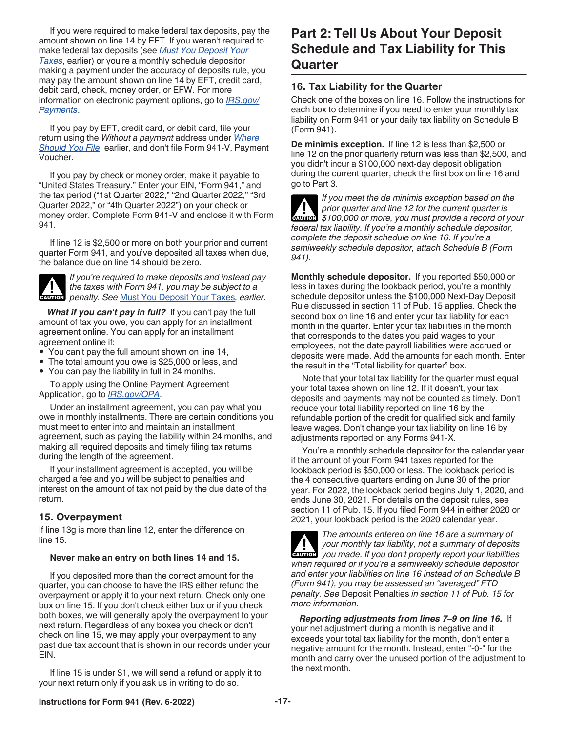If you were required to make federal tax deposits, pay the amount shown on line 14 by EFT. If you weren't required to make federal tax deposits (see *Must You Deposit Your Taxes*, earlier) or you're a monthly schedule depositor making a payment under the accuracy of deposits rule, you may pay the amount shown on line 14 by EFT, credit card, debit card, check, money order, or EFW. For more information on electronic payment options, go to *IRS.gov/Payments*.

If you pay by EFT, credit card, or debit card, file your return using the *Without a payment* address under *Where Should You File*, earlier, and don't file Form 941-V, Payment Voucher.

If you pay by check or money order, make it payable to "United States Treasury." Enter your EIN, "Form 941," and the tax period ("1st Quarter 2022," "2nd Quarter 2022," "3rd Quarter 2022," or "4th Quarter 2022") on your check or money order. Complete Form 941-V and enclose it with Form 941.

If line 12 is $2,500 or more on both your prior and current quarter Form 941, and you've deposited all taxes when due, the balance due on line 14 should be zero.

CAUTION: *If you're required to make deposits and instead pay the taxes with Form 941, you may be subject to a penalty. See* Must You Deposit Your Taxes*, earlier.*

***What if you can't pay in full?*** If you can't pay the full amount of tax you owe, you can apply for an installment agreement online. You can apply for an installment agreement online if:

- You can't pay the full amount shown on line 14,
- The total amount you owe is $25,000 or less, and
- You can pay the liability in full in 24 months.

To apply using the Online Payment Agreement Application, go to *IRS.gov/OPA*.

Under an installment agreement, you can pay what you owe in monthly installments. There are certain conditions you must meet to enter into and maintain an installment agreement, such as paying the liability within 24 months, and making all required deposits and timely filing tax returns during the length of the agreement.

If your installment agreement is accepted, you will be charged a fee and you will be subject to penalties and interest on the amount of tax not paid by the due date of the return.

### 15. Overpayment

If line 13g is more than line 12, enter the difference on line 15.

**Never make an entry on both lines 14 and 15.**

If you deposited more than the correct amount for the quarter, you can choose to have the IRS either refund the overpayment or apply it to your next return. Check only one box on line 15. If you don't check either box or if you check both boxes, we will generally apply the overpayment to your next return. Regardless of any boxes you check or don't check on line 15, we may apply your overpayment to any past due tax account that is shown in our records under your EIN.

If line 15 is under $1, we will send a refund or apply it to your next return only if you ask us in writing to do so.

## Part 2: Tell Us About Your Deposit Schedule and Tax Liability for This Quarter

### 16. Tax Liability for the Quarter

Check one of the boxes on line 16. Follow the instructions for each box to determine if you need to enter your monthly tax liability on Form 941 or your daily tax liability on Schedule B (Form 941).

**De minimis exception.** If line 12 is less than $2,500 or line 12 on the prior quarterly return was less than $2,500, and you didn't incur a $100,000 next-day deposit obligation during the current quarter, check the first box on line 16 and go to Part 3.

CAUTION: *If you meet the de minimis exception based on the prior quarter and line 12 for the current quarter is $100,000 or more, you must provide a record of your federal tax liability. If you're a monthly schedule depositor, complete the deposit schedule on line 16. If you're a semiweekly schedule depositor, attach Schedule B (Form 941).*

**Monthly schedule depositor.** If you reported $50,000 or less in taxes during the lookback period, you're a monthly schedule depositor unless the $100,000 Next-Day Deposit Rule discussed in section 11 of Pub. 15 applies. Check the second box on line 16 and enter your tax liability for each month in the quarter. Enter your tax liabilities in the month that corresponds to the dates you paid wages to your employees, not the date payroll liabilities were accrued or deposits were made. Add the amounts for each month. Enter the result in the "Total liability for quarter" box.

Note that your total tax liability for the quarter must equal your total taxes shown on line 12. If it doesn't, your tax deposits and payments may not be counted as timely. Don't reduce your total liability reported on line 16 by the refundable portion of the credit for qualified sick and family leave wages. Don't change your tax liability on line 16 by adjustments reported on any Forms 941-X.

You're a monthly schedule depositor for the calendar year if the amount of your Form 941 taxes reported for the lookback period is $50,000 or less. The lookback period is the 4 consecutive quarters ending on June 30 of the prior year. For 2022, the lookback period begins July 1, 2020, and ends June 30, 2021. For details on the deposit rules, see section 11 of Pub. 15. If you filed Form 944 in either 2020 or 2021, your lookback period is the 2020 calendar year.

CAUTION: *The amounts entered on line 16 are a summary of your monthly tax liability, not a summary of deposits you made. If you don't properly report your liabilities when required or if you're a semiweekly schedule depositor and enter your liabilities on line 16 instead of on Schedule B (Form 941), you may be assessed an "averaged" FTD penalty. See* Deposit Penalties *in section 11 of Pub. 15 for more information.*

***Reporting adjustments from lines 7–9 on line 16.*** If your net adjustment during a month is negative and it exceeds your total tax liability for the month, don't enter a negative amount for the month. Instead, enter "-0-" for the month and carry over the unused portion of the adjustment to the next month.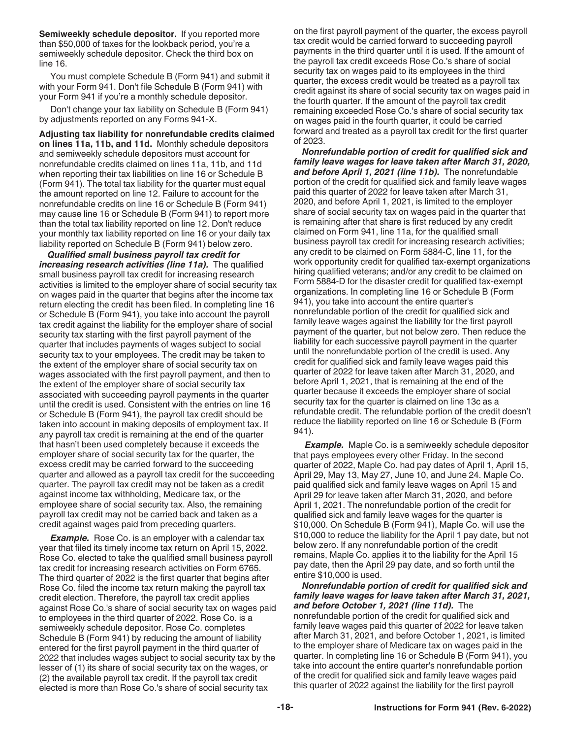**Semiweekly schedule depositor.** If you reported more than $50,000 of taxes for the lookback period, you're a semiweekly schedule depositor. Check the third box on line 16.

You must complete Schedule B (Form 941) and submit it with your Form 941. Don't file Schedule B (Form 941) with your Form 941 if you're a monthly schedule depositor.

Don't change your tax liability on Schedule B (Form 941) by adjustments reported on any Forms 941-X.

**Adjusting tax liability for nonrefundable credits claimed on lines 11a, 11b, and 11d.** Monthly schedule depositors and semiweekly schedule depositors must account for nonrefundable credits claimed on lines 11a, 11b, and 11d when reporting their tax liabilities on line 16 or Schedule B (Form 941). The total tax liability for the quarter must equal the amount reported on line 12. Failure to account for the nonrefundable credits on line 16 or Schedule B (Form 941) may cause line 16 or Schedule B (Form 941) to report more than the total tax liability reported on line 12. Don't reduce your monthly tax liability reported on line 16 or your daily tax liability reported on Schedule B (Form 941) below zero.

***Qualified small business payroll tax credit for increasing research activities (line 11a).*** The qualified small business payroll tax credit for increasing research activities is limited to the employer share of social security tax on wages paid in the quarter that begins after the income tax return electing the credit has been filed. In completing line 16 or Schedule B (Form 941), you take into account the payroll tax credit against the liability for the employer share of social security tax starting with the first payroll payment of the quarter that includes payments of wages subject to social security tax to your employees. The credit may be taken to the extent of the employer share of social security tax on wages associated with the first payroll payment, and then to the extent of the employer share of social security tax associated with succeeding payroll payments in the quarter until the credit is used. Consistent with the entries on line 16 or Schedule B (Form 941), the payroll tax credit should be taken into account in making deposits of employment tax. If any payroll tax credit is remaining at the end of the quarter that hasn't been used completely because it exceeds the employer share of social security tax for the quarter, the excess credit may be carried forward to the succeeding quarter and allowed as a payroll tax credit for the succeeding quarter. The payroll tax credit may not be taken as a credit against income tax withholding, Medicare tax, or the employee share of social security tax. Also, the remaining payroll tax credit may not be carried back and taken as a credit against wages paid from preceding quarters.

***Example.*** Rose Co. is an employer with a calendar tax year that filed its timely income tax return on April 15, 2022. Rose Co. elected to take the qualified small business payroll tax credit for increasing research activities on Form 6765. The third quarter of 2022 is the first quarter that begins after Rose Co. filed the income tax return making the payroll tax credit election. Therefore, the payroll tax credit applies against Rose Co.'s share of social security tax on wages paid to employees in the third quarter of 2022. Rose Co. is a semiweekly schedule depositor. Rose Co. completes Schedule B (Form 941) by reducing the amount of liability entered for the first payroll payment in the third quarter of 2022 that includes wages subject to social security tax by the lesser of (1) its share of social security tax on the wages, or (2) the available payroll tax credit. If the payroll tax credit elected is more than Rose Co.'s share of social security tax on the first payroll payment of the quarter, the excess payroll tax credit would be carried forward to succeeding payroll payments in the third quarter until it is used. If the amount of the payroll tax credit exceeds Rose Co.'s share of social security tax on wages paid to its employees in the third quarter, the excess credit would be treated as a payroll tax credit against its share of social security tax on wages paid in the fourth quarter. If the amount of the payroll tax credit remaining exceeded Rose Co.'s share of social security tax on wages paid in the fourth quarter, it could be carried forward and treated as a payroll tax credit for the first quarter of 2023.

***Nonrefundable portion of credit for qualified sick and family leave wages for leave taken after March 31, 2020, and before April 1, 2021 (line 11b).*** The nonrefundable portion of the credit for qualified sick and family leave wages paid this quarter of 2022 for leave taken after March 31, 2020, and before April 1, 2021, is limited to the employer share of social security tax on wages paid in the quarter that is remaining after that share is first reduced by any credit claimed on Form 941, line 11a, for the qualified small business payroll tax credit for increasing research activities; any credit to be claimed on Form 5884-C, line 11, for the work opportunity credit for qualified tax-exempt organizations hiring qualified veterans; and/or any credit to be claimed on Form 5884-D for the disaster credit for qualified tax-exempt organizations. In completing line 16 or Schedule B (Form 941), you take into account the entire quarter's nonrefundable portion of the credit for qualified sick and family leave wages against the liability for the first payroll payment of the quarter, but not below zero. Then reduce the liability for each successive payroll payment in the quarter until the nonrefundable portion of the credit is used. Any credit for qualified sick and family leave wages paid this quarter of 2022 for leave taken after March 31, 2020, and before April 1, 2021, that is remaining at the end of the quarter because it exceeds the employer share of social security tax for the quarter is claimed on line 13c as a refundable credit. The refundable portion of the credit doesn't reduce the liability reported on line 16 or Schedule B (Form 941).

***Example.*** Maple Co. is a semiweekly schedule depositor that pays employees every other Friday. In the second quarter of 2022, Maple Co. had pay dates of April 1, April 15, April 29, May 13, May 27, June 10, and June 24. Maple Co. paid qualified sick and family leave wages on April 15 and April 29 for leave taken after March 31, 2020, and before April 1, 2021. The nonrefundable portion of the credit for qualified sick and family leave wages for the quarter is $10,000. On Schedule B (Form 941), Maple Co. will use the $10,000 to reduce the liability for the April 1 pay date, but not below zero. If any nonrefundable portion of the credit remains, Maple Co. applies it to the liability for the April 15 pay date, then the April 29 pay date, and so forth until the entire $10,000 is used.

***Nonrefundable portion of credit for qualified sick and family leave wages for leave taken after March 31, 2021, and before October 1, 2021 (line 11d).*** The nonrefundable portion of the credit for qualified sick and family leave wages paid this quarter of 2022 for leave taken after March 31, 2021, and before October 1, 2021, is limited to the employer share of Medicare tax on wages paid in the quarter. In completing line 16 or Schedule B (Form 941), you take into account the entire quarter's nonrefundable portion of the credit for qualified sick and family leave wages paid this quarter of 2022 against the liability for the first payroll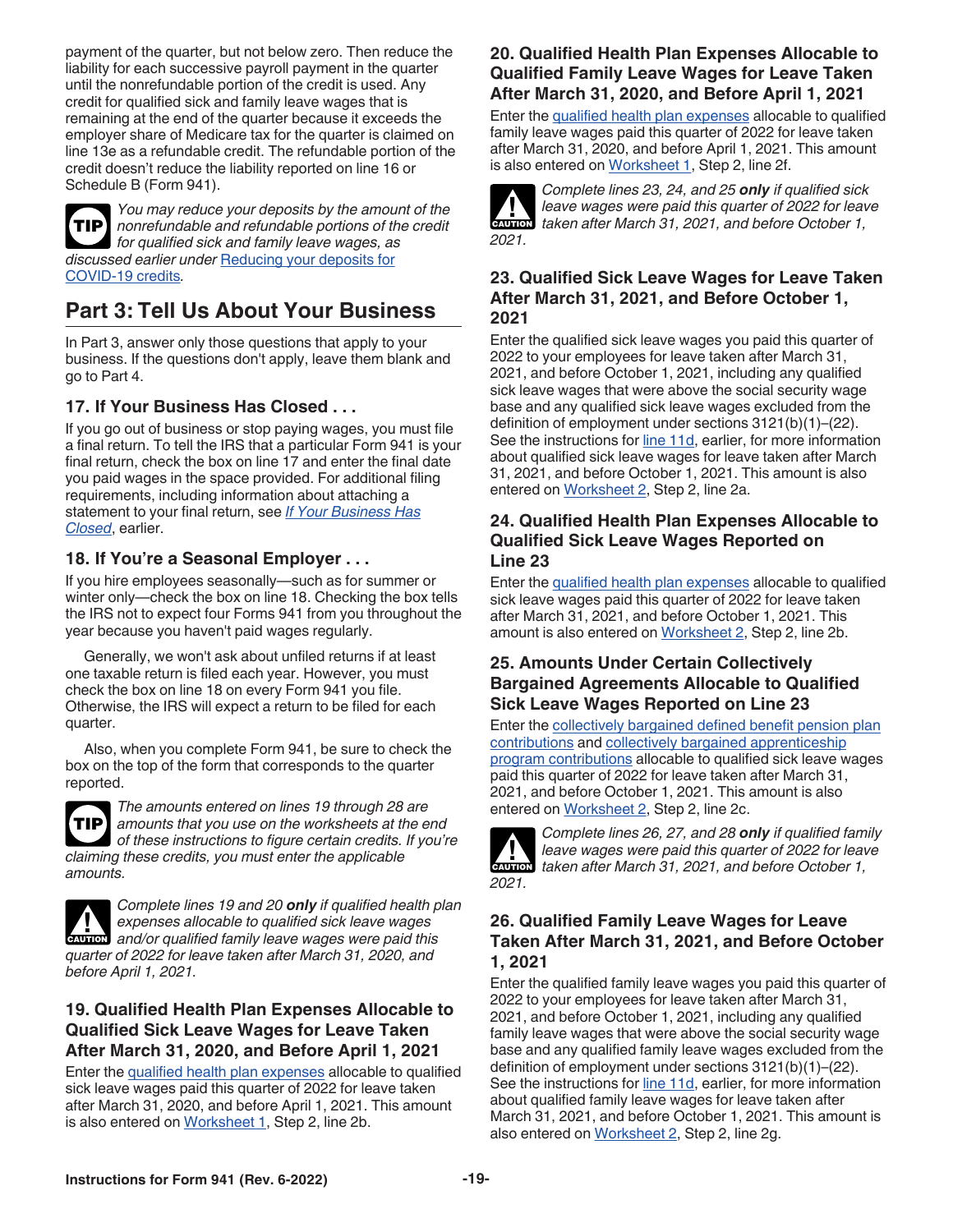payment of the quarter, but not below zero. Then reduce the liability for each successive payroll payment in the quarter until the nonrefundable portion of the credit is used. Any credit for qualified sick and family leave wages that is remaining at the end of the quarter because it exceeds the employer share of Medicare tax for the quarter is claimed on line 13e as a refundable credit. The refundable portion of the credit doesn't reduce the liability reported on line 16 or Schedule B (Form 941).

**TIP** *You may reduce your deposits by the amount of the nonrefundable and refundable portions of the credit for qualified sick and family leave wages, as discussed earlier under* Reducing your deposits for COVID-19 credits*.*

## Part 3: Tell Us About Your Business

In Part 3, answer only those questions that apply to your business. If the questions don't apply, leave them blank and go to Part 4.

### 17. If Your Business Has Closed . . .

If you go out of business or stop paying wages, you must file a final return. To tell the IRS that a particular Form 941 is your final return, check the box on line 17 and enter the final date you paid wages in the space provided. For additional filing requirements, including information about attaching a statement to your final return, see *If Your Business Has Closed*, earlier.

### 18. If You're a Seasonal Employer . . .

If you hire employees seasonally—such as for summer or winter only—check the box on line 18. Checking the box tells the IRS not to expect four Forms 941 from you throughout the year because you haven't paid wages regularly.

Generally, we won't ask about unfiled returns if at least one taxable return is filed each year. However, you must check the box on line 18 on every Form 941 you file. Otherwise, the IRS will expect a return to be filed for each quarter.

Also, when you complete Form 941, be sure to check the box on the top of the form that corresponds to the quarter reported.

**TIP** *The amounts entered on lines 19 through 28 are amounts that you use on the worksheets at the end of these instructions to figure certain credits. If you're claiming these credits, you must enter the applicable amounts.*

**CAUTION** *Complete lines 19 and 20* ***only*** *if qualified health plan expenses allocable to qualified sick leave wages and/or qualified family leave wages were paid this quarter of 2022 for leave taken after March 31, 2020, and before April 1, 2021.*

### 19. Qualified Health Plan Expenses Allocable to Qualified Sick Leave Wages for Leave Taken After March 31, 2020, and Before April 1, 2021

Enter the qualified health plan expenses allocable to qualified sick leave wages paid this quarter of 2022 for leave taken after March 31, 2020, and before April 1, 2021. This amount is also entered on Worksheet 1, Step 2, line 2b.

### 20. Qualified Health Plan Expenses Allocable to Qualified Family Leave Wages for Leave Taken After March 31, 2020, and Before April 1, 2021

Enter the qualified health plan expenses allocable to qualified family leave wages paid this quarter of 2022 for leave taken after March 31, 2020, and before April 1, 2021. This amount is also entered on Worksheet 1, Step 2, line 2f.

**CAUTION** *Complete lines 23, 24, and 25* ***only*** *if qualified sick leave wages were paid this quarter of 2022 for leave taken after March 31, 2021, and before October 1, 2021.*

### 23. Qualified Sick Leave Wages for Leave Taken After March 31, 2021, and Before October 1, 2021

Enter the qualified sick leave wages you paid this quarter of 2022 to your employees for leave taken after March 31, 2021, and before October 1, 2021, including any qualified sick leave wages that were above the social security wage base and any qualified sick leave wages excluded from the definition of employment under sections 3121(b)(1)–(22). See the instructions for line 11d, earlier, for more information about qualified sick leave wages for leave taken after March 31, 2021, and before October 1, 2021. This amount is also entered on Worksheet 2, Step 2, line 2a.

### 24. Qualified Health Plan Expenses Allocable to Qualified Sick Leave Wages Reported on Line 23

Enter the qualified health plan expenses allocable to qualified sick leave wages paid this quarter of 2022 for leave taken after March 31, 2021, and before October 1, 2021. This amount is also entered on Worksheet 2, Step 2, line 2b.

### 25. Amounts Under Certain Collectively Bargained Agreements Allocable to Qualified Sick Leave Wages Reported on Line 23

Enter the collectively bargained defined benefit pension plan contributions and collectively bargained apprenticeship program contributions allocable to qualified sick leave wages paid this quarter of 2022 for leave taken after March 31, 2021, and before October 1, 2021. This amount is also entered on Worksheet 2, Step 2, line 2c.

**CAUTION** *Complete lines 26, 27, and 28* ***only*** *if qualified family leave wages were paid this quarter of 2022 for leave taken after March 31, 2021, and before October 1, 2021.*

### 26. Qualified Family Leave Wages for Leave Taken After March 31, 2021, and Before October 1, 2021

Enter the qualified family leave wages you paid this quarter of 2022 to your employees for leave taken after March 31, 2021, and before October 1, 2021, including any qualified family leave wages that were above the social security wage base and any qualified family leave wages excluded from the definition of employment under sections 3121(b)(1)–(22). See the instructions for line 11d, earlier, for more information about qualified family leave wages for leave taken after March 31, 2021, and before October 1, 2021. This amount is also entered on Worksheet 2, Step 2, line 2g.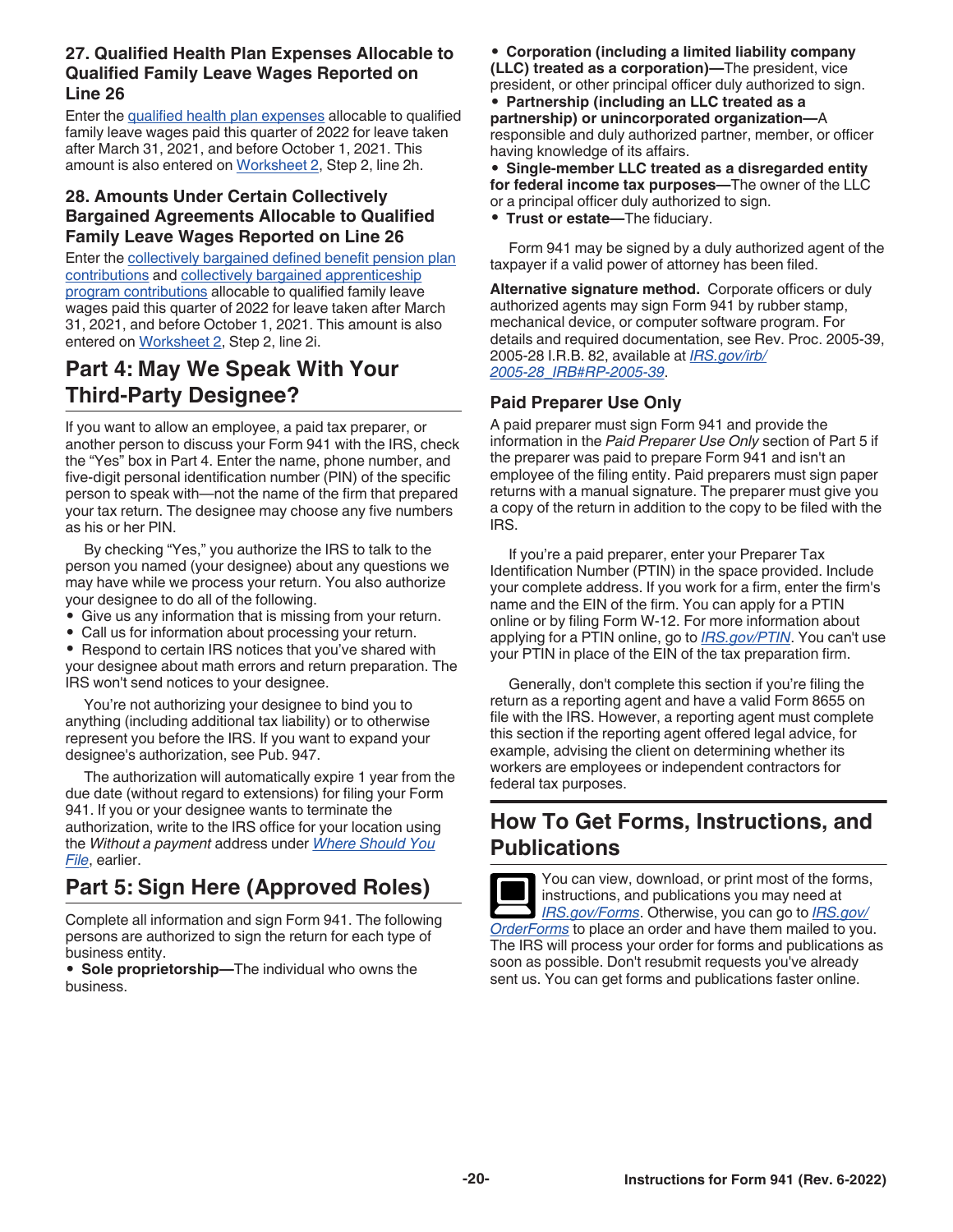### 27. Qualified Health Plan Expenses Allocable to Qualified Family Leave Wages Reported on Line 26

Enter the qualified health plan expenses allocable to qualified family leave wages paid this quarter of 2022 for leave taken after March 31, 2021, and before October 1, 2021. This amount is also entered on Worksheet 2, Step 2, line 2h.

### 28. Amounts Under Certain Collectively Bargained Agreements Allocable to Qualified Family Leave Wages Reported on Line 26

Enter the collectively bargained defined benefit pension plan contributions and collectively bargained apprenticeship program contributions allocable to qualified family leave wages paid this quarter of 2022 for leave taken after March 31, 2021, and before October 1, 2021. This amount is also entered on Worksheet 2, Step 2, line 2i.

## Part 4: May We Speak With Your Third-Party Designee?

If you want to allow an employee, a paid tax preparer, or another person to discuss your Form 941 with the IRS, check the “Yes” box in Part 4. Enter the name, phone number, and five-digit personal identification number (PIN) of the specific person to speak with—not the name of the firm that prepared your tax return. The designee may choose any five numbers as his or her PIN.

By checking “Yes,” you authorize the IRS to talk to the person you named (your designee) about any questions we may have while we process your return. You also authorize your designee to do all of the following.

- Give us any information that is missing from your return.
- Call us for information about processing your return.
- Respond to certain IRS notices that you’ve shared with your designee about math errors and return preparation. The IRS won't send notices to your designee.

You’re not authorizing your designee to bind you to anything (including additional tax liability) or to otherwise represent you before the IRS. If you want to expand your designee's authorization, see Pub. 947.

The authorization will automatically expire 1 year from the due date (without regard to extensions) for filing your Form 941. If you or your designee wants to terminate the authorization, write to the IRS office for your location using the *Without a payment* address under *Where Should You File*, earlier.

## Part 5: Sign Here (Approved Roles)

Complete all information and sign Form 941. The following persons are authorized to sign the return for each type of business entity.

- **Sole proprietorship—**The individual who owns the business.
- **Corporation (including a limited liability company (LLC) treated as a corporation)—**The president, vice president, or other principal officer duly authorized to sign.
- **Partnership (including an LLC treated as a partnership) or unincorporated organization—**A responsible and duly authorized partner, member, or officer having knowledge of its affairs.
- **Single-member LLC treated as a disregarded entity for federal income tax purposes—**The owner of the LLC or a principal officer duly authorized to sign.
- **Trust or estate—**The fiduciary.

Form 941 may be signed by a duly authorized agent of the taxpayer if a valid power of attorney has been filed.

**Alternative signature method.** Corporate officers or duly authorized agents may sign Form 941 by rubber stamp, mechanical device, or computer software program. For details and required documentation, see Rev. Proc. 2005-39, 2005-28 I.R.B. 82, available at *IRS.gov/irb/2005-28_IRB#RP-2005-39*.

### Paid Preparer Use Only

A paid preparer must sign Form 941 and provide the information in the *Paid Preparer Use Only* section of Part 5 if the preparer was paid to prepare Form 941 and isn't an employee of the filing entity. Paid preparers must sign paper returns with a manual signature. The preparer must give you a copy of the return in addition to the copy to be filed with the IRS.

If you’re a paid preparer, enter your Preparer Tax Identification Number (PTIN) in the space provided. Include your complete address. If you work for a firm, enter the firm's name and the EIN of the firm. You can apply for a PTIN online or by filing Form W-12. For more information about applying for a PTIN online, go to *IRS.gov/PTIN*. You can't use your PTIN in place of the EIN of the tax preparation firm.

Generally, don't complete this section if you’re filing the return as a reporting agent and have a valid Form 8655 on file with the IRS. However, a reporting agent must complete this section if the reporting agent offered legal advice, for example, advising the client on determining whether its workers are employees or independent contractors for federal tax purposes.

## How To Get Forms, Instructions, and Publications

You can view, download, or print most of the forms, instructions, and publications you may need at *IRS.gov/Forms*. Otherwise, you can go to *IRS.gov/OrderForms* to place an order and have them mailed to you. The IRS will process your order for forms and publications as soon as possible. Don't resubmit requests you've already sent us. You can get forms and publications faster online.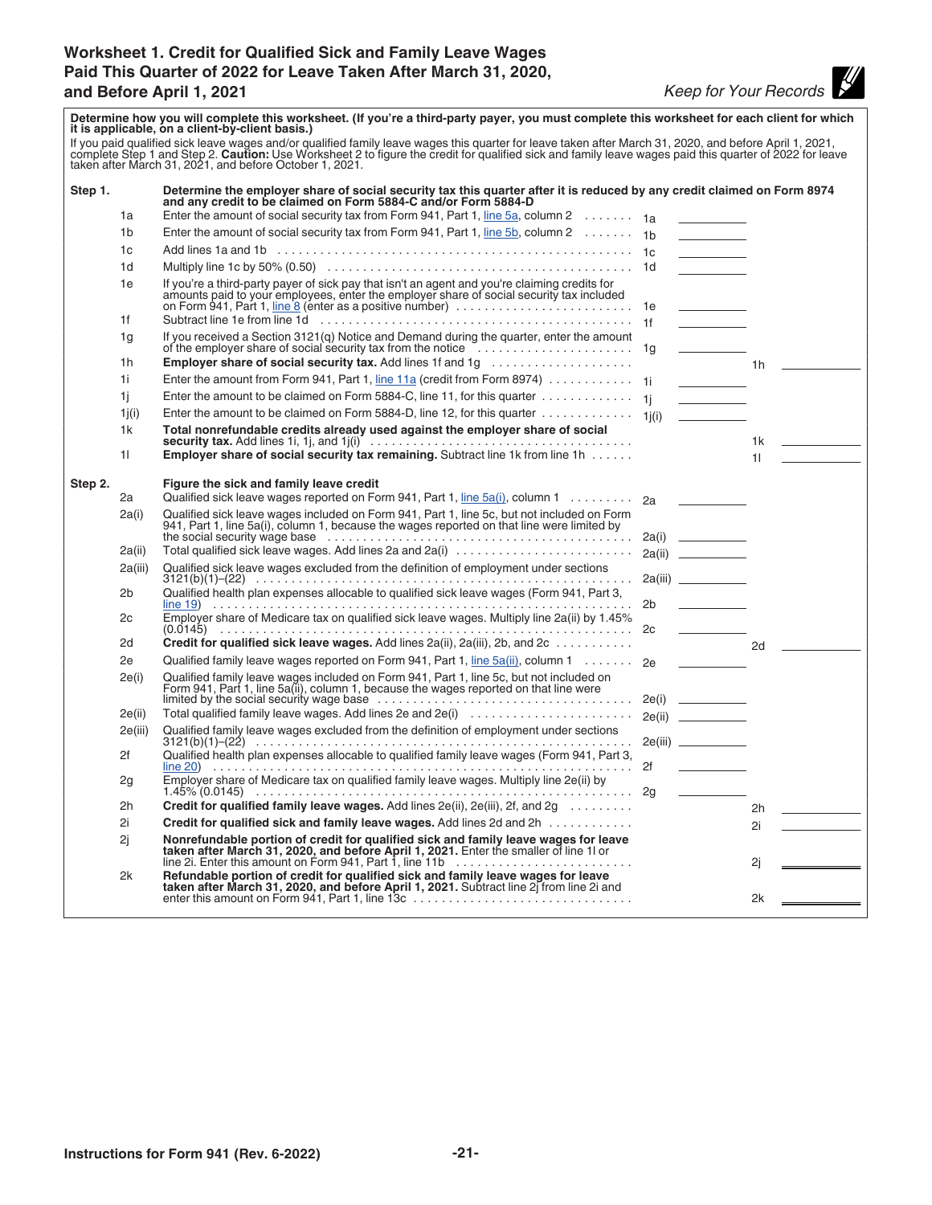## Worksheet 1. Credit for Qualified Sick and Family Leave Wages Paid This Quarter of 2022 for Leave Taken After March 31, 2020, and Before April 1, 2021

*Keep for Your Records*

**Determine how you will complete this worksheet. (If you're a third-party payer, you must complete this worksheet for each client for which it is applicable, on a client-by-client basis.)**

If you paid qualified sick leave wages and/or qualified family leave wages this quarter for leave taken after March 31, 2020, and before April 1, 2021, complete Step 1 and Step 2. **Caution:** Use Worksheet 2 to figure the credit for qualified sick and family leave wages paid this quarter of 2022 for leave taken after March 31, 2021, and before October 1, 2021.

**Step 1. Determine the employer share of social security tax this quarter after it is reduced by any credit claimed on Form 8974 and any credit to be claimed on Form 5884-C and/or Form 5884-D**

| Line | Description | | | | |
|---|---|---|---|---|---|
| 1a | Enter the amount of social security tax from Form 941, Part 1, line 5a, column 2 | 1a | | | |
| 1b | Enter the amount of social security tax from Form 941, Part 1, line 5b, column 2 | 1b | | | |
| 1c | Add lines 1a and 1b | 1c | | | |
| 1d | Multiply line 1c by 50% (0.50) | 1d | | | |
| 1e | If you're a third-party payer of sick pay that isn't an agent and you're claiming credits for amounts paid to your employees, enter the employer share of social security tax included on Form 941, Part 1, line 8 (enter as a positive number) | 1e | | | |
| 1f | Subtract line 1e from line 1d | 1f | | | |
| 1g | If you received a Section 3121(q) Notice and Demand during the quarter, enter the amount of the employer share of social security tax from the notice | 1g | | | |
| 1h | **Employer share of social security tax.** Add lines 1f and 1g | | | 1h | |
| 1i | Enter the amount from Form 941, Part 1, line 11a (credit from Form 8974) | 1i | | | |
| 1j | Enter the amount to be claimed on Form 5884-C, line 11, for this quarter | 1j | | | |
| 1j(i) | Enter the amount to be claimed on Form 5884-D, line 12, for this quarter | 1j(i) | | | |
| 1k | **Total nonrefundable credits already used against the employer share of social security tax.** Add lines 1i, 1j, and 1j(i) | | | 1k | |
| 1l | **Employer share of social security tax remaining.** Subtract line 1k from line 1h | | | 1l | |

**Step 2. Figure the sick and family leave credit**

| Line | Description | | | | |
|---|---|---|---|---|---|
| 2a | Qualified sick leave wages reported on Form 941, Part 1, line 5a(i), column 1 | 2a | | | |
| 2a(i) | Qualified sick leave wages included on Form 941, Part 1, line 5c, but not included on Form 941, Part 1, line 5a(i), column 1, because the wages reported on that line were limited by the social security wage base | 2a(i) | | | |
| 2a(ii) | Total qualified sick leave wages. Add lines 2a and 2a(i) | 2a(ii) | | | |
| 2a(iii) | Qualified sick leave wages excluded from the definition of employment under sections 3121(b)(1)–(22) | 2a(iii) | | | |
| 2b | Qualified health plan expenses allocable to qualified sick leave wages (Form 941, Part 3, line 19) | 2b | | | |
| 2c | Employer share of Medicare tax on qualified sick leave wages. Multiply line 2a(ii) by 1.45% (0.0145) | 2c | | | |
| 2d | **Credit for qualified sick leave wages.** Add lines 2a(ii), 2a(iii), 2b, and 2c | | | 2d | |
| 2e | Qualified family leave wages reported on Form 941, Part 1, line 5a(ii), column 1 | 2e | | | |
| 2e(i) | Qualified family leave wages included on Form 941, Part 1, line 5c, but not included on Form 941, Part 1, line 5a(ii), column 1, because the wages reported on that line were limited by the social security wage base | 2e(i) | | | |
| 2e(ii) | Total qualified family leave wages. Add lines 2e and 2e(i) | 2e(ii) | | | |
| 2e(iii) | Qualified family leave wages excluded from the definition of employment under sections 3121(b)(1)–(22) | 2e(iii) | | | |
| 2f | Qualified health plan expenses allocable to qualified family leave wages (Form 941, Part 3, line 20) | 2f | | | |
| 2g | Employer share of Medicare tax on qualified family leave wages. Multiply line 2e(ii) by 1.45% (0.0145) | 2g | | | |
| 2h | **Credit for qualified family leave wages.** Add lines 2e(ii), 2e(iii), 2f, and 2g | | | 2h | |
| 2i | **Credit for qualified sick and family leave wages.** Add lines 2d and 2h | | | 2i | |
| 2j | **Nonrefundable portion of credit for qualified sick and family leave wages for leave taken after March 31, 2020, and before April 1, 2021.** Enter the smaller of line 1l or line 2i. Enter this amount on Form 941, Part 1, line 11b | | | 2j | |
| 2k | **Refundable portion of credit for qualified sick and family leave wages for leave taken after March 31, 2020, and before April 1, 2021.** Subtract line 2j from line 2i and enter this amount on Form 941, Part 1, line 13c | | | 2k | |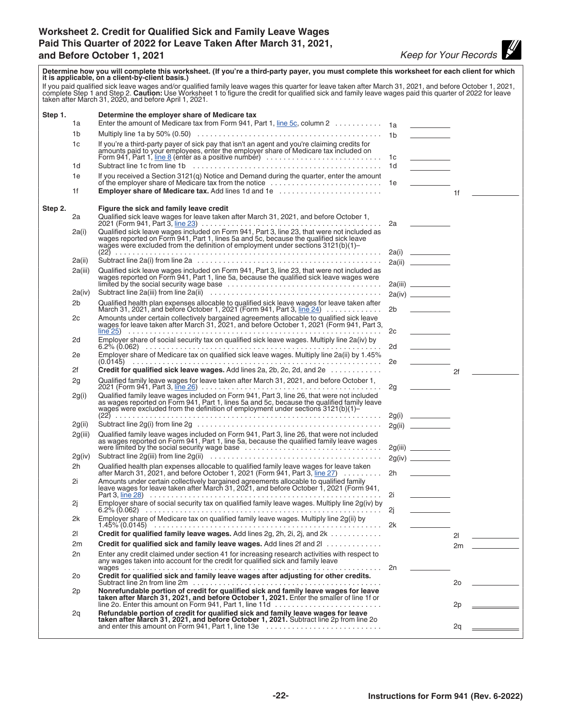## Worksheet 2. Credit for Qualified Sick and Family Leave Wages Paid This Quarter of 2022 for Leave Taken After March 31, 2021, and Before October 1, 2021

*Keep for Your Records*

**Determine how you will complete this worksheet. (If you're a third-party payer, you must complete this worksheet for each client for which it is applicable, on a client-by-client basis.)**

If you paid qualified sick leave wages and/or qualified family leave wages this quarter for leave taken after March 31, 2021, and before October 1, 2021, complete Step 1 and Step 2. **Caution:** Use Worksheet 1 to figure the credit for qualified sick and family leave wages paid this quarter of 2022 for leave taken after March 31, 2020, and before April 1, 2021.

| | | | | | |
|---|---|---|---|---|---|
| **Step 1.** | | **Determine the employer share of Medicare tax** | | | |
| | 1a | Enter the amount of Medicare tax from Form 941, Part 1, line 5c, column 2 | 1a | | |
| | 1b | Multiply line 1a by 50% (0.50) | 1b | | |
| | 1c | If you're a third-party payer of sick pay that isn't an agent and you're claiming credits for amounts paid to your employees, enter the employer share of Medicare tax included on Form 941, Part 1, line 8 (enter as a positive number) | 1c | | |
| | 1d | Subtract line 1c from line 1b | 1d | | |
| | 1e | If you received a Section 3121(q) Notice and Demand during the quarter, enter the amount of the employer share of Medicare tax from the notice | 1e | | |
| | 1f | **Employer share of Medicare tax.** Add lines 1d and 1e | | 1f | |
| **Step 2.** | | **Figure the sick and family leave credit** | | | |
| | 2a | Qualified sick leave wages for leave taken after March 31, 2021, and before October 1, 2021 (Form 941, Part 3, line 23) | 2a | | |
| | 2a(i) | Qualified sick leave wages included on Form 941, Part 3, line 23, that were not included as wages reported on Form 941, Part 1, lines 5a and 5c, because the qualified sick leave wages were excluded from the definition of employment under sections 3121(b)(1)–(22) | 2a(i) | | |
| | 2a(ii) | Subtract line 2a(i) from line 2a | 2a(ii) | | |
| | 2a(iii) | Qualified sick leave wages included on Form 941, Part 3, line 23, that were not included as wages reported on Form 941, Part 1, line 5a, because the qualified sick leave wages were limited by the social security wage base | 2a(iii) | | |
| | 2a(iv) | Subtract line 2a(iii) from line 2a(ii) | 2a(iv) | | |
| | 2b | Qualified health plan expenses allocable to qualified sick leave wages for leave taken after March 31, 2021, and before October 1, 2021 (Form 941, Part 3, line 24) | 2b | | |
| | 2c | Amounts under certain collectively bargained agreements allocable to qualified sick leave wages for leave taken after March 31, 2021, and before October 1, 2021 (Form 941, Part 3, line 25) | 2c | | |
| | 2d | Employer share of social security tax on qualified sick leave wages. Multiply line 2a(iv) by 6.2% (0.062) | 2d | | |
| | 2e | Employer share of Medicare tax on qualified sick leave wages. Multiply line 2a(ii) by 1.45% (0.0145) | 2e | | |
| | 2f | **Credit for qualified sick leave wages.** Add lines 2a, 2b, 2c, 2d, and 2e | | 2f | |
| | 2g | Qualified family leave wages for leave taken after March 31, 2021, and before October 1, 2021 (Form 941, Part 3, line 26) | 2g | | |
| | 2g(i) | Qualified family leave wages included on Form 941, Part 3, line 26, that were not included as wages reported on Form 941, Part 1, lines 5a and 5c, because the qualified family leave wages were excluded from the definition of employment under sections 3121(b)(1)–(22) | 2g(i) | | |
| | 2g(ii) | Subtract line 2g(i) from line 2g | 2g(ii) | | |
| | 2g(iii) | Qualified family leave wages included on Form 941, Part 3, line 26, that were not included as wages reported on Form 941, Part 1, line 5a, because the qualified family leave wages were limited by the social security wage base | 2g(iii) | | |
| | 2g(iv) | Subtract line 2g(iii) from line 2g(ii) | 2g(iv) | | |
| | 2h | Qualified health plan expenses allocable to qualified family leave wages for leave taken after March 31, 2021, and before October 1, 2021 (Form 941, Part 3, line 27) | 2h | | |
| | 2i | Amounts under certain collectively bargained agreements allocable to qualified family leave wages for leave taken after March 31, 2021, and before October 1, 2021 (Form 941, Part 3, line 28) | 2i | | |
| | 2j | Employer share of social security tax on qualified family leave wages. Multiply line 2g(iv) by 6.2% (0.062) | 2j | | |
| | 2k | Employer share of Medicare tax on qualified family leave wages. Multiply line 2g(ii) by 1.45% (0.0145) | 2k | | |
| | 2l | **Credit for qualified family leave wages.** Add lines 2g, 2h, 2i, 2j, and 2k | | 2l | |
| | 2m | **Credit for qualified sick and family leave wages.** Add lines 2f and 2l | | 2m | |
| | 2n | Enter any credit claimed under section 41 for increasing research activities with respect to any wages taken into account for the credit for qualified sick and family leave wages | 2n | | |
| | 2o | **Credit for qualified sick and family leave wages after adjusting for other credits.** Subtract line 2n from line 2m | | 2o | |
| | 2p | **Nonrefundable portion of credit for qualified sick and family leave wages for leave taken after March 31, 2021, and before October 1, 2021.** Enter the smaller of line 1f or line 2o. Enter this amount on Form 941, Part 1, line 11d | | 2p | |
| | 2q | **Refundable portion of credit for qualified sick and family leave wages for leave taken after March 31, 2021, and before October 1, 2021.** Subtract line 2p from line 2o and enter this amount on Form 941, Part 1, line 13e | | 2q | |